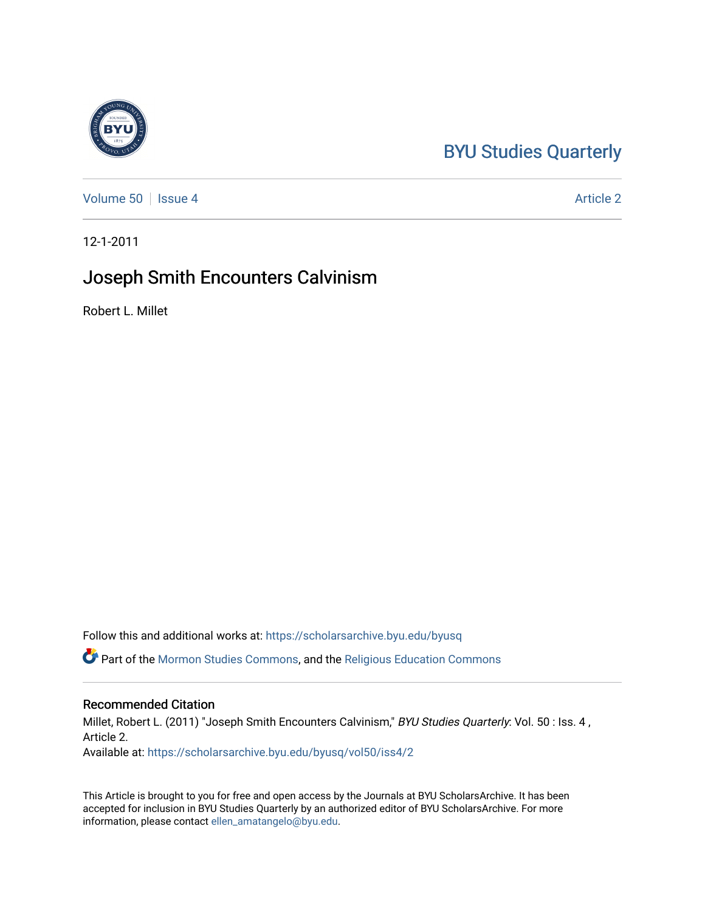BYU Studies Quarterly

Volume 50 | Issue 4 | Article 2

12-1-2011

# Joseph Smith Encounters Calvinism

Robert L. Millet

Follow this and additional works at: https://scholarsarchive.byu.edu/byusq

Part of the Mormon Studies Commons, and the Religious Education Commons

## Recommended Citation

Millet, Robert L. (2011) "Joseph Smith Encounters Calvinism," *BYU Studies Quarterly*: Vol. 50 : Iss. 4 , Article 2.
Available at: https://scholarsarchive.byu.edu/byusq/vol50/iss4/2

This Article is brought to you for free and open access by the Journals at BYU ScholarsArchive. It has been accepted for inclusion in BYU Studies Quarterly by an authorized editor of BYU ScholarsArchive. For more information, please contact ellen_amatangelo@byu.edu.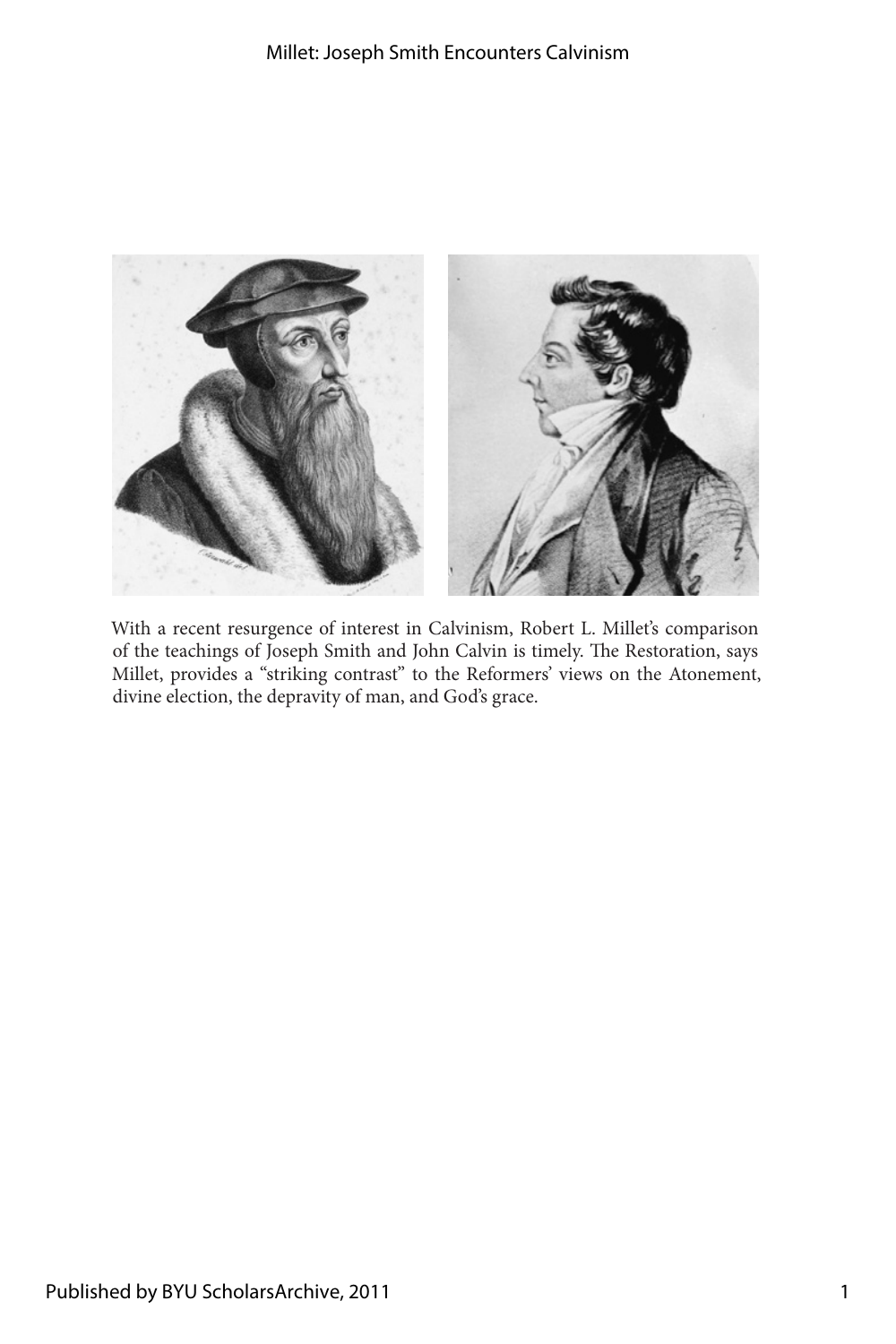With a recent resurgence of interest in Calvinism, Robert L. Millet's comparison of the teachings of Joseph Smith and John Calvin is timely. The Restoration, says Millet, provides a "striking contrast" to the Reformers' views on the Atonement, divine election, the depravity of man, and God's grace.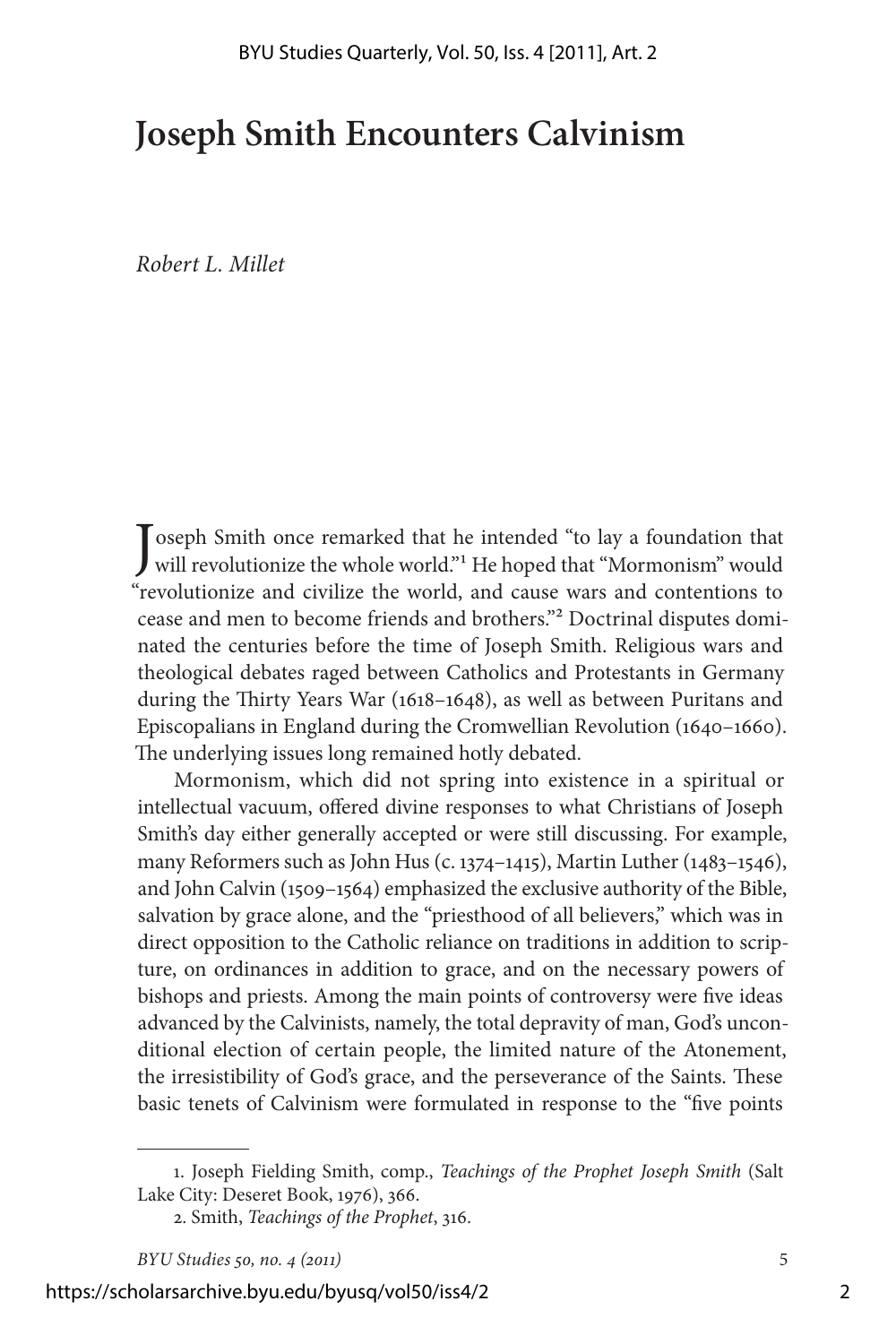# Joseph Smith Encounters Calvinism

*Robert L. Millet*

Joseph Smith once remarked that he intended "to lay a foundation that will revolutionize the whole world."[1] He hoped that "Mormonism" would "revolutionize and civilize the world, and cause wars and contentions to cease and men to become friends and brothers."[2] Doctrinal disputes dominated the centuries before the time of Joseph Smith. Religious wars and theological debates raged between Catholics and Protestants in Germany during the Thirty Years War (1618–1648), as well as between Puritans and Episcopalians in England during the Cromwellian Revolution (1640–1660). The underlying issues long remained hotly debated.

Mormonism, which did not spring into existence in a spiritual or intellectual vacuum, offered divine responses to what Christians of Joseph Smith's day either generally accepted or were still discussing. For example, many Reformers such as John Hus (c. 1374–1415), Martin Luther (1483–1546), and John Calvin (1509–1564) emphasized the exclusive authority of the Bible, salvation by grace alone, and the "priesthood of all believers," which was in direct opposition to the Catholic reliance on traditions in addition to scripture, on ordinances in addition to grace, and on the necessary powers of bishops and priests. Among the main points of controversy were five ideas advanced by the Calvinists, namely, the total depravity of man, God's unconditional election of certain people, the limited nature of the Atonement, the irresistibility of God's grace, and the perseverance of the Saints. These basic tenets of Calvinism were formulated in response to the "five points

1. Joseph Fielding Smith, comp., *Teachings of the Prophet Joseph Smith* (Salt Lake City: Deseret Book, 1976), 366.

2. Smith, *Teachings of the Prophet*, 316.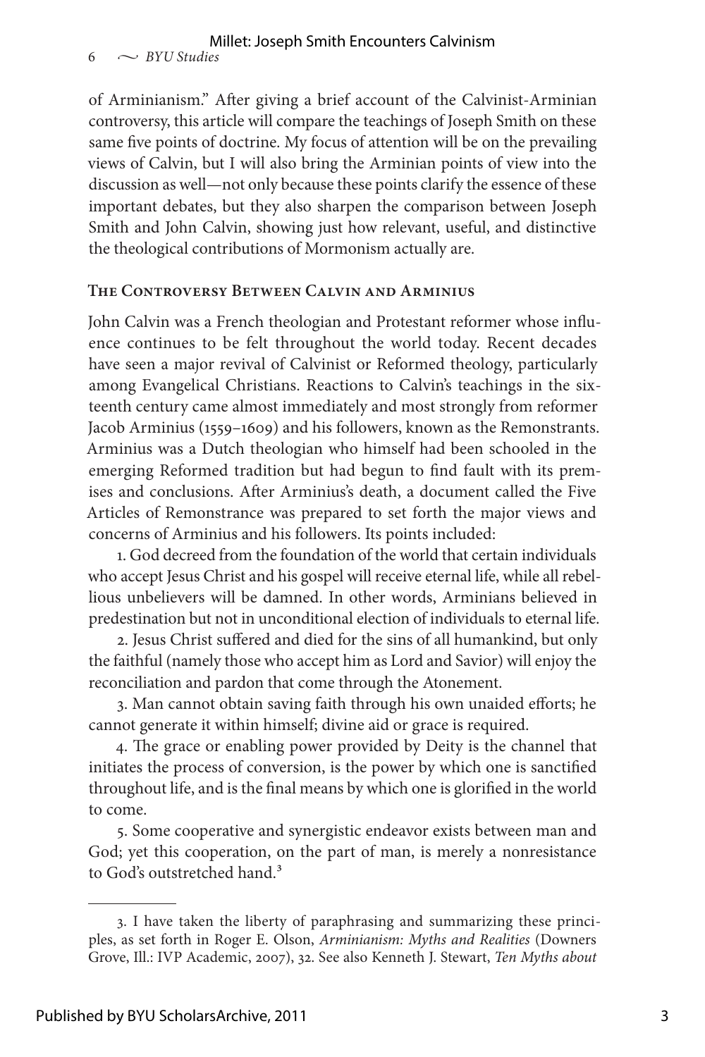of Arminianism." After giving a brief account of the Calvinist-Arminian controversy, this article will compare the teachings of Joseph Smith on these same five points of doctrine. My focus of attention will be on the prevailing views of Calvin, but I will also bring the Arminian points of view into the discussion as well—not only because these points clarify the essence of these important debates, but they also sharpen the comparison between Joseph Smith and John Calvin, showing just how relevant, useful, and distinctive the theological contributions of Mormonism actually are.

## The Controversy Between Calvin and Arminius

John Calvin was a French theologian and Protestant reformer whose influence continues to be felt throughout the world today. Recent decades have seen a major revival of Calvinist or Reformed theology, particularly among Evangelical Christians. Reactions to Calvin's teachings in the sixteenth century came almost immediately and most strongly from reformer Jacob Arminius (1559–1609) and his followers, known as the Remonstrants. Arminius was a Dutch theologian who himself had been schooled in the emerging Reformed tradition but had begun to find fault with its premises and conclusions. After Arminius's death, a document called the Five Articles of Remonstrance was prepared to set forth the major views and concerns of Arminius and his followers. Its points included:

1. God decreed from the foundation of the world that certain individuals who accept Jesus Christ and his gospel will receive eternal life, while all rebellious unbelievers will be damned. In other words, Arminians believed in predestination but not in unconditional election of individuals to eternal life.

2. Jesus Christ suffered and died for the sins of all humankind, but only the faithful (namely those who accept him as Lord and Savior) will enjoy the reconciliation and pardon that come through the Atonement.

3. Man cannot obtain saving faith through his own unaided efforts; he cannot generate it within himself; divine aid or grace is required.

4. The grace or enabling power provided by Deity is the channel that initiates the process of conversion, is the power by which one is sanctified throughout life, and is the final means by which one is glorified in the world to come.

5. Some cooperative and synergistic endeavor exists between man and God; yet this cooperation, on the part of man, is merely a nonresistance to God's outstretched hand.[3]

---

3. I have taken the liberty of paraphrasing and summarizing these principles, as set forth in Roger E. Olson, *Arminianism: Myths and Realities* (Downers Grove, Ill.: IVP Academic, 2007), 32. See also Kenneth J. Stewart, *Ten Myths about*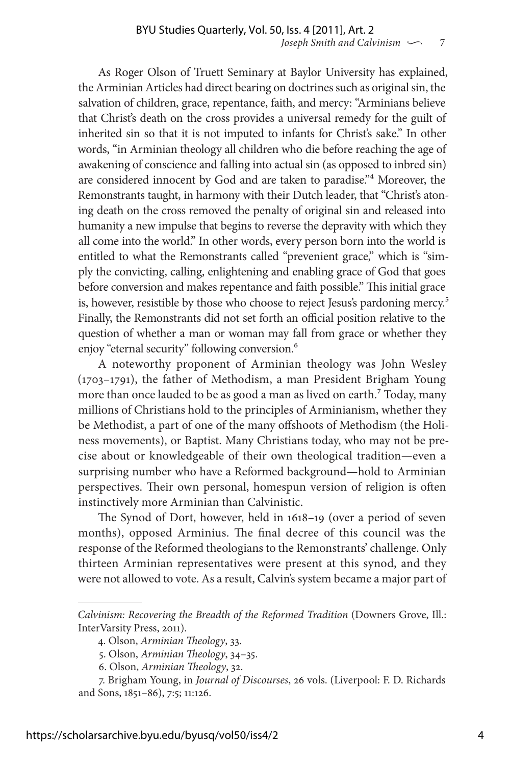As Roger Olson of Truett Seminary at Baylor University has explained, the Arminian Articles had direct bearing on doctrines such as original sin, the salvation of children, grace, repentance, faith, and mercy: "Arminians believe that Christ's death on the cross provides a universal remedy for the guilt of inherited sin so that it is not imputed to infants for Christ's sake." In other words, "in Arminian theology all children who die before reaching the age of awakening of conscience and falling into actual sin (as opposed to inbred sin) are considered innocent by God and are taken to paradise."[4] Moreover, the Remonstrants taught, in harmony with their Dutch leader, that "Christ's atoning death on the cross removed the penalty of original sin and released into humanity a new impulse that begins to reverse the depravity with which they all come into the world." In other words, every person born into the world is entitled to what the Remonstrants called "prevenient grace," which is "simply the convicting, calling, enlightening and enabling grace of God that goes before conversion and makes repentance and faith possible." This initial grace is, however, resistible by those who choose to reject Jesus's pardoning mercy.[5] Finally, the Remonstrants did not set forth an official position relative to the question of whether a man or woman may fall from grace or whether they enjoy "eternal security" following conversion.[6]

A noteworthy proponent of Arminian theology was John Wesley (1703–1791), the father of Methodism, a man President Brigham Young more than once lauded to be as good a man as lived on earth.[7] Today, many millions of Christians hold to the principles of Arminianism, whether they be Methodist, a part of one of the many offshoots of Methodism (the Holiness movements), or Baptist. Many Christians today, who may not be precise about or knowledgeable of their own theological tradition—even a surprising number who have a Reformed background—hold to Arminian perspectives. Their own personal, homespun version of religion is often instinctively more Arminian than Calvinistic.

The Synod of Dort, however, held in 1618–19 (over a period of seven months), opposed Arminius. The final decree of this council was the response of the Reformed theologians to the Remonstrants' challenge. Only thirteen Arminian representatives were present at this synod, and they were not allowed to vote. As a result, Calvin's system became a major part of

---

*Calvinism: Recovering the Breadth of the Reformed Tradition* (Downers Grove, Ill.: InterVarsity Press, 2011).

4. Olson, *Arminian Theology*, 33.

5. Olson, *Arminian Theology*, 34–35.

6. Olson, *Arminian Theology*, 32.

7. Brigham Young, in *Journal of Discourses*, 26 vols. (Liverpool: F. D. Richards and Sons, 1851–86), 7:5; 11:126.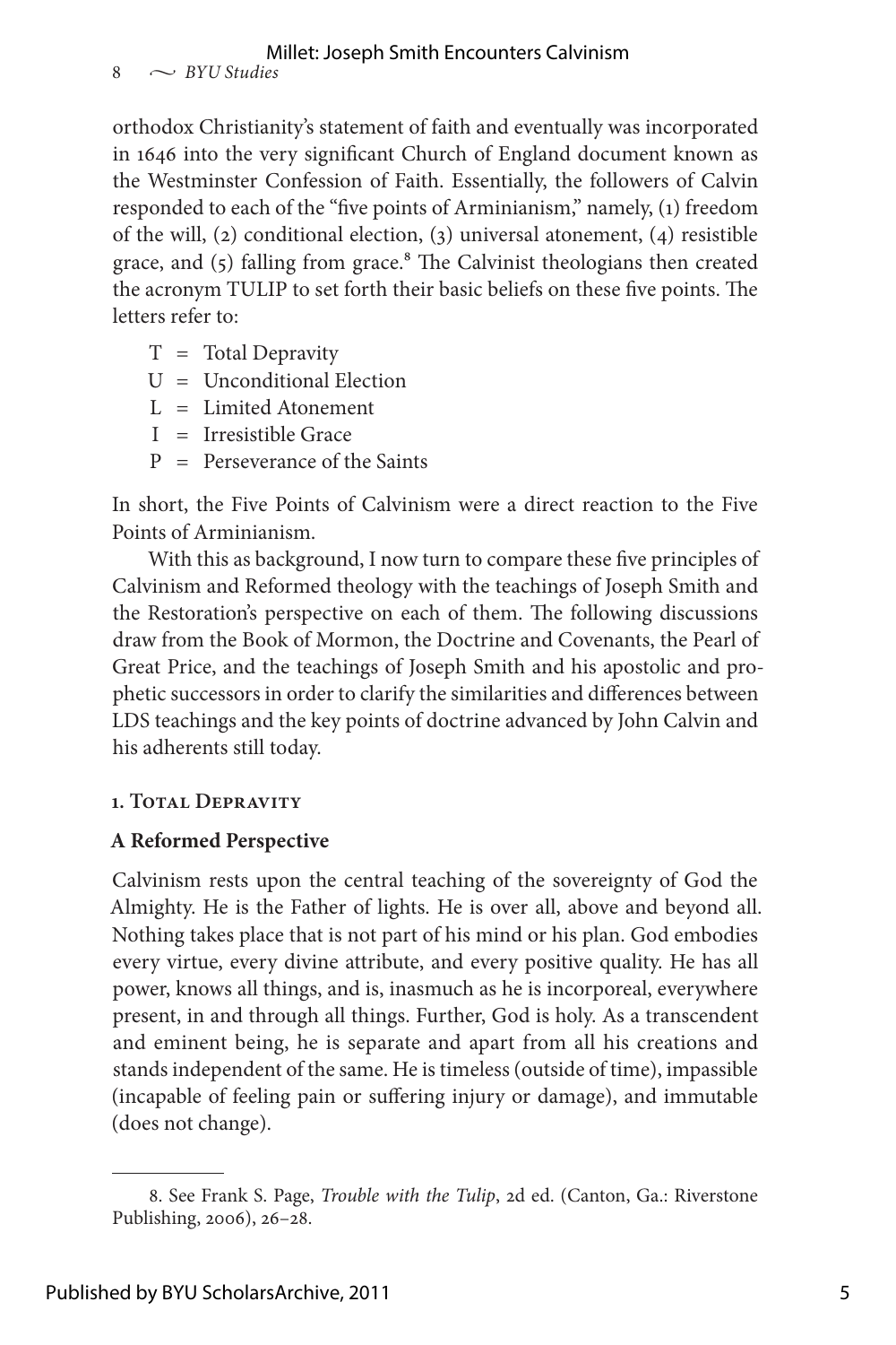orthodox Christianity's statement of faith and eventually was incorporated in 1646 into the very significant Church of England document known as the Westminster Confession of Faith. Essentially, the followers of Calvin responded to each of the "five points of Arminianism," namely, (1) freedom of the will, (2) conditional election, (3) universal atonement, (4) resistible grace, and (5) falling from grace.[8] The Calvinist theologians then created the acronym TULIP to set forth their basic beliefs on these five points. The letters refer to:

- T = Total Depravity
- U = Unconditional Election
- L = Limited Atonement
- I = Irresistible Grace
- P = Perseverance of the Saints

In short, the Five Points of Calvinism were a direct reaction to the Five Points of Arminianism.

With this as background, I now turn to compare these five principles of Calvinism and Reformed theology with the teachings of Joseph Smith and the Restoration's perspective on each of them. The following discussions draw from the Book of Mormon, the Doctrine and Covenants, the Pearl of Great Price, and the teachings of Joseph Smith and his apostolic and prophetic successors in order to clarify the similarities and differences between LDS teachings and the key points of doctrine advanced by John Calvin and his adherents still today.

## 1. Total Depravity

### A Reformed Perspective

Calvinism rests upon the central teaching of the sovereignty of God the Almighty. He is the Father of lights. He is over all, above and beyond all. Nothing takes place that is not part of his mind or his plan. God embodies every virtue, every divine attribute, and every positive quality. He has all power, knows all things, and is, inasmuch as he is incorporeal, everywhere present, in and through all things. Further, God is holy. As a transcendent and eminent being, he is separate and apart from all his creations and stands independent of the same. He is timeless (outside of time), impassible (incapable of feeling pain or suffering injury or damage), and immutable (does not change).

8. See Frank S. Page, *Trouble with the Tulip*, 2d ed. (Canton, Ga.: Riverstone Publishing, 2006), 26–28.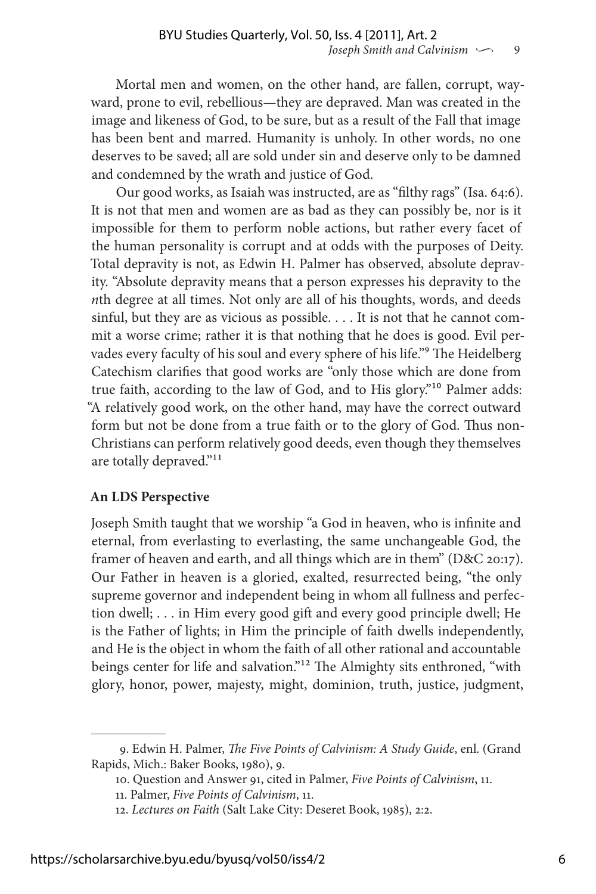Mortal men and women, on the other hand, are fallen, corrupt, wayward, prone to evil, rebellious—they are depraved. Man was created in the image and likeness of God, to be sure, but as a result of the Fall that image has been bent and marred. Humanity is unholy. In other words, no one deserves to be saved; all are sold under sin and deserve only to be damned and condemned by the wrath and justice of God.

Our good works, as Isaiah was instructed, are as "filthy rags" (Isa. 64:6). It is not that men and women are as bad as they can possibly be, nor is it impossible for them to perform noble actions, but rather every facet of the human personality is corrupt and at odds with the purposes of Deity. Total depravity is not, as Edwin H. Palmer has observed, absolute depravity. "Absolute depravity means that a person expresses his depravity to the *n*th degree at all times. Not only are all of his thoughts, words, and deeds sinful, but they are as vicious as possible. . . . It is not that he cannot commit a worse crime; rather it is that nothing that he does is good. Evil pervades every faculty of his soul and every sphere of his life."[9] The Heidelberg Catechism clarifies that good works are "only those which are done from true faith, according to the law of God, and to His glory."[10] Palmer adds: "A relatively good work, on the other hand, may have the correct outward form but not be done from a true faith or to the glory of God. Thus non-Christians can perform relatively good deeds, even though they themselves are totally depraved."[11]

**An LDS Perspective**

Joseph Smith taught that we worship "a God in heaven, who is infinite and eternal, from everlasting to everlasting, the same unchangeable God, the framer of heaven and earth, and all things which are in them" (D&C 20:17). Our Father in heaven is a gloried, exalted, resurrected being, "the only supreme governor and independent being in whom all fullness and perfection dwell; . . . in Him every good gift and every good principle dwell; He is the Father of lights; in Him the principle of faith dwells independently, and He is the object in whom the faith of all other rational and accountable beings center for life and salvation."[12] The Almighty sits enthroned, "with glory, honor, power, majesty, might, dominion, truth, justice, judgment,

---

9. Edwin H. Palmer, *The Five Points of Calvinism: A Study Guide*, enl. (Grand Rapids, Mich.: Baker Books, 1980), 9.

10. Question and Answer 91, cited in Palmer, *Five Points of Calvinism*, 11.

11. Palmer, *Five Points of Calvinism*, 11.

12. *Lectures on Faith* (Salt Lake City: Deseret Book, 1985), 2:2.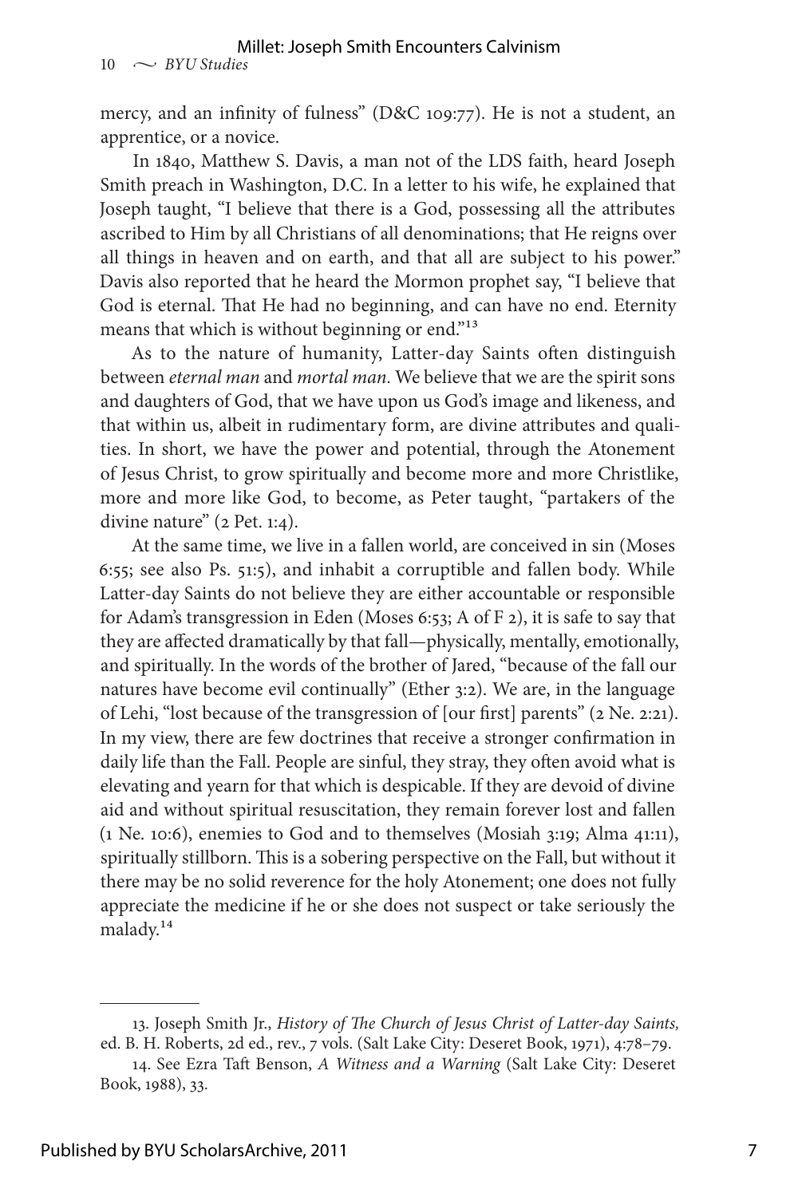mercy, and an infinity of fulness" (D&C 109:77). He is not a student, an apprentice, or a novice.

In 1840, Matthew S. Davis, a man not of the LDS faith, heard Joseph Smith preach in Washington, D.C. In a letter to his wife, he explained that Joseph taught, "I believe that there is a God, possessing all the attributes ascribed to Him by all Christians of all denominations; that He reigns over all things in heaven and on earth, and that all are subject to his power." Davis also reported that he heard the Mormon prophet say, "I believe that God is eternal. That He had no beginning, and can have no end. Eternity means that which is without beginning or end."[13]

As to the nature of humanity, Latter-day Saints often distinguish between *eternal man* and *mortal man*. We believe that we are the spirit sons and daughters of God, that we have upon us God's image and likeness, and that within us, albeit in rudimentary form, are divine attributes and qualities. In short, we have the power and potential, through the Atonement of Jesus Christ, to grow spiritually and become more and more Christlike, more and more like God, to become, as Peter taught, "partakers of the divine nature" (2 Pet. 1:4).

At the same time, we live in a fallen world, are conceived in sin (Moses 6:55; see also Ps. 51:5), and inhabit a corruptible and fallen body. While Latter-day Saints do not believe they are either accountable or responsible for Adam's transgression in Eden (Moses 6:53; A of F 2), it is safe to say that they are affected dramatically by that fall—physically, mentally, emotionally, and spiritually. In the words of the brother of Jared, "because of the fall our natures have become evil continually" (Ether 3:2). We are, in the language of Lehi, "lost because of the transgression of [our first] parents" (2 Ne. 2:21). In my view, there are few doctrines that receive a stronger confirmation in daily life than the Fall. People are sinful, they stray, they often avoid what is elevating and yearn for that which is despicable. If they are devoid of divine aid and without spiritual resuscitation, they remain forever lost and fallen (1 Ne. 10:6), enemies to God and to themselves (Mosiah 3:19; Alma 41:11), spiritually stillborn. This is a sobering perspective on the Fall, but without it there may be no solid reverence for the holy Atonement; one does not fully appreciate the medicine if he or she does not suspect or take seriously the malady.[14]

---

13. Joseph Smith Jr., *History of The Church of Jesus Christ of Latter-day Saints,* ed. B. H. Roberts, 2d ed., rev., 7 vols. (Salt Lake City: Deseret Book, 1971), 4:78–79.

14. See Ezra Taft Benson, *A Witness and a Warning* (Salt Lake City: Deseret Book, 1988), 33.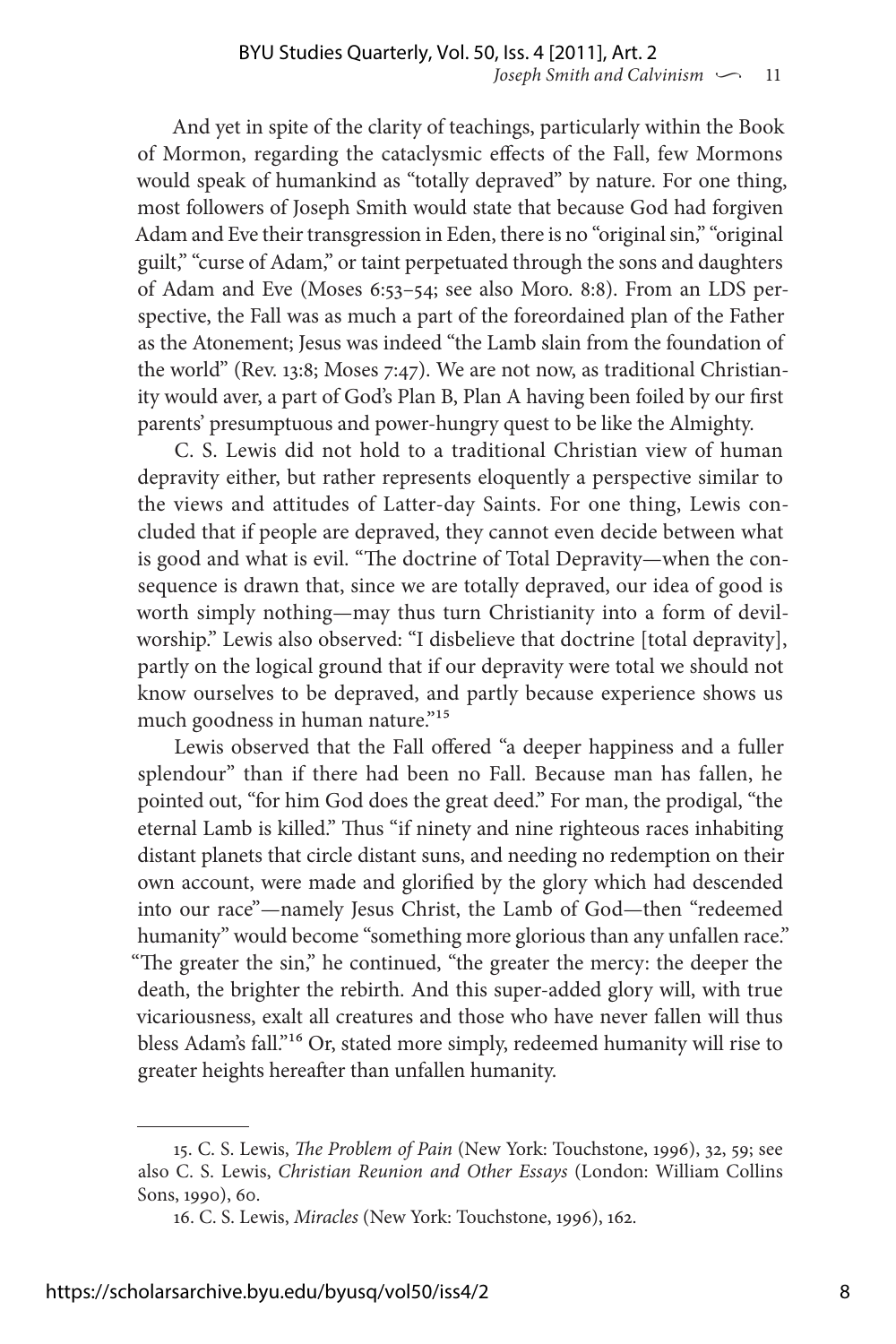And yet in spite of the clarity of teachings, particularly within the Book of Mormon, regarding the cataclysmic effects of the Fall, few Mormons would speak of humankind as "totally depraved" by nature. For one thing, most followers of Joseph Smith would state that because God had forgiven Adam and Eve their transgression in Eden, there is no "original sin," "original guilt," "curse of Adam," or taint perpetuated through the sons and daughters of Adam and Eve (Moses 6:53–54; see also Moro. 8:8). From an LDS perspective, the Fall was as much a part of the foreordained plan of the Father as the Atonement; Jesus was indeed "the Lamb slain from the foundation of the world" (Rev. 13:8; Moses 7:47). We are not now, as traditional Christianity would aver, a part of God's Plan B, Plan A having been foiled by our first parents' presumptuous and power-hungry quest to be like the Almighty.

C. S. Lewis did not hold to a traditional Christian view of human depravity either, but rather represents eloquently a perspective similar to the views and attitudes of Latter-day Saints. For one thing, Lewis concluded that if people are depraved, they cannot even decide between what is good and what is evil. "The doctrine of Total Depravity—when the consequence is drawn that, since we are totally depraved, our idea of good is worth simply nothing—may thus turn Christianity into a form of devil-worship." Lewis also observed: "I disbelieve that doctrine [total depravity], partly on the logical ground that if our depravity were total we should not know ourselves to be depraved, and partly because experience shows us much goodness in human nature."[15]

Lewis observed that the Fall offered "a deeper happiness and a fuller splendour" than if there had been no Fall. Because man has fallen, he pointed out, "for him God does the great deed." For man, the prodigal, "the eternal Lamb is killed." Thus "if ninety and nine righteous races inhabiting distant planets that circle distant suns, and needing no redemption on their own account, were made and glorified by the glory which had descended into our race"—namely Jesus Christ, the Lamb of God—then "redeemed humanity" would become "something more glorious than any unfallen race." "The greater the sin," he continued, "the greater the mercy: the deeper the death, the brighter the rebirth. And this super-added glory will, with true vicariousness, exalt all creatures and those who have never fallen will thus bless Adam's fall."[16] Or, stated more simply, redeemed humanity will rise to greater heights hereafter than unfallen humanity.

---

15. C. S. Lewis, *The Problem of Pain* (New York: Touchstone, 1996), 32, 59; see also C. S. Lewis, *Christian Reunion and Other Essays* (London: William Collins Sons, 1990), 60.

16. C. S. Lewis, *Miracles* (New York: Touchstone, 1996), 162.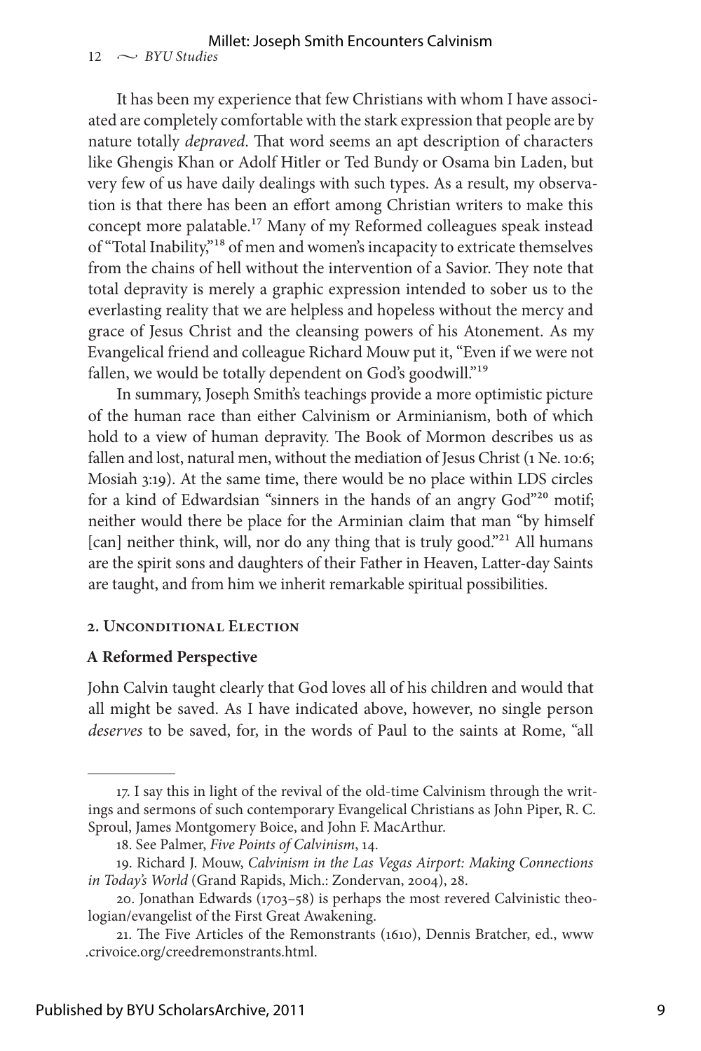It has been my experience that few Christians with whom I have associated are completely comfortable with the stark expression that people are by nature totally *depraved*. That word seems an apt description of characters like Ghengis Khan or Adolf Hitler or Ted Bundy or Osama bin Laden, but very few of us have daily dealings with such types. As a result, my observation is that there has been an effort among Christian writers to make this concept more palatable.[17] Many of my Reformed colleagues speak instead of "Total Inability,"[18] of men and women's incapacity to extricate themselves from the chains of hell without the intervention of a Savior. They note that total depravity is merely a graphic expression intended to sober us to the everlasting reality that we are helpless and hopeless without the mercy and grace of Jesus Christ and the cleansing powers of his Atonement. As my Evangelical friend and colleague Richard Mouw put it, "Even if we were not fallen, we would be totally dependent on God's goodwill."[19]

In summary, Joseph Smith's teachings provide a more optimistic picture of the human race than either Calvinism or Arminianism, both of which hold to a view of human depravity. The Book of Mormon describes us as fallen and lost, natural men, without the mediation of Jesus Christ (1 Ne. 10:6; Mosiah 3:19). At the same time, there would be no place within LDS circles for a kind of Edwardsian "sinners in the hands of an angry God"[20] motif; neither would there be place for the Arminian claim that man "by himself [can] neither think, will, nor do any thing that is truly good."[21] All humans are the spirit sons and daughters of their Father in Heaven, Latter-day Saints are taught, and from him we inherit remarkable spiritual possibilities.

## 2. Unconditional Election

### A Reformed Perspective

John Calvin taught clearly that God loves all of his children and would that all might be saved. As I have indicated above, however, no single person *deserves* to be saved, for, in the words of Paul to the saints at Rome, "all

---

17. I say this in light of the revival of the old-time Calvinism through the writings and sermons of such contemporary Evangelical Christians as John Piper, R. C. Sproul, James Montgomery Boice, and John F. MacArthur.

18. See Palmer, *Five Points of Calvinism*, 14.

19. Richard J. Mouw, *Calvinism in the Las Vegas Airport: Making Connections in Today's World* (Grand Rapids, Mich.: Zondervan, 2004), 28.

20. Jonathan Edwards (1703–58) is perhaps the most revered Calvinistic theologian/evangelist of the First Great Awakening.

21. The Five Articles of the Remonstrants (1610), Dennis Bratcher, ed., www.crivoice.org/creedremonstrants.html.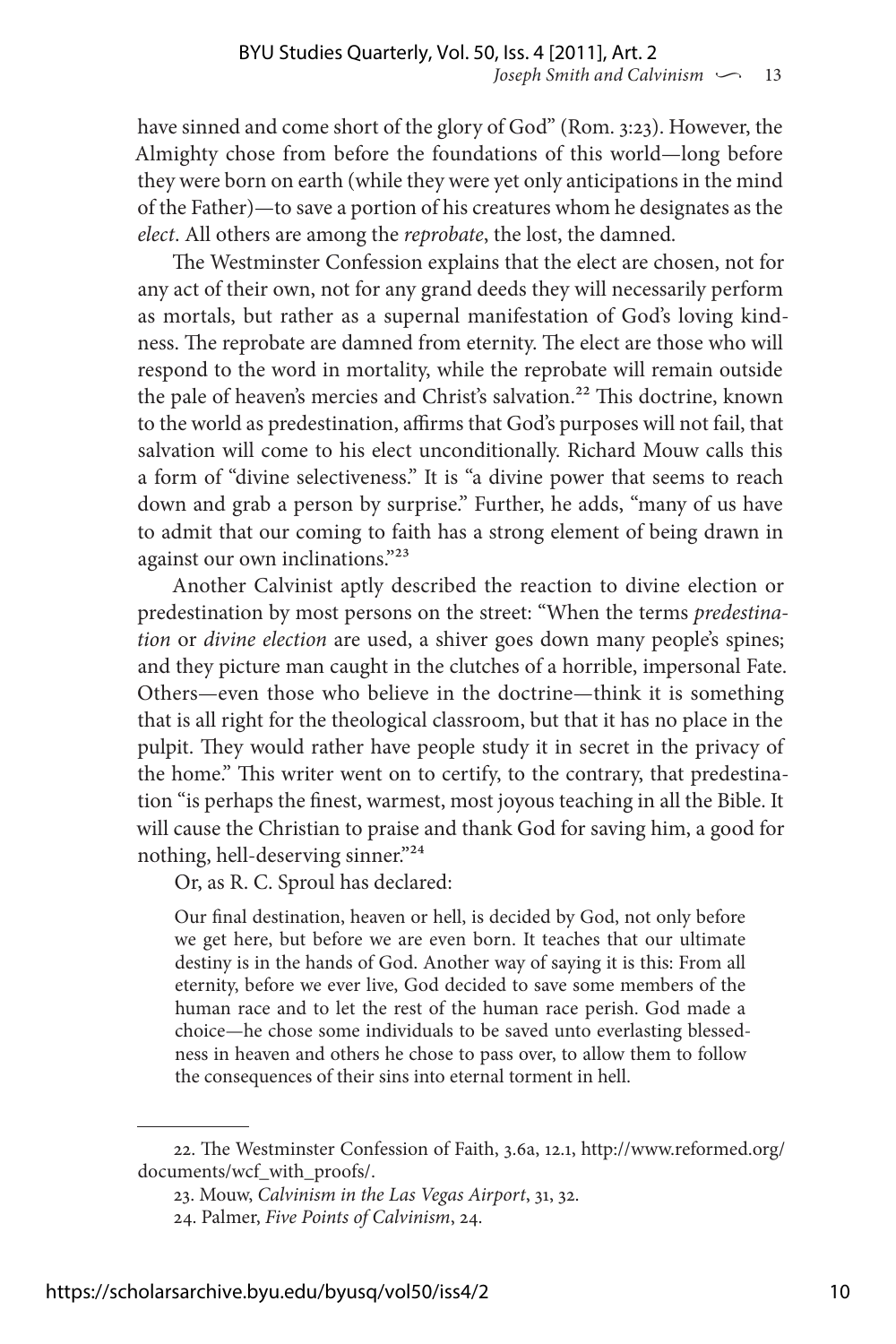have sinned and come short of the glory of God" (Rom. 3:23). However, the Almighty chose from before the foundations of this world—long before they were born on earth (while they were yet only anticipations in the mind of the Father)—to save a portion of his creatures whom he designates as the *elect*. All others are among the *reprobate*, the lost, the damned.

The Westminster Confession explains that the elect are chosen, not for any act of their own, not for any grand deeds they will necessarily perform as mortals, but rather as a supernal manifestation of God's loving kindness. The reprobate are damned from eternity. The elect are those who will respond to the word in mortality, while the reprobate will remain outside the pale of heaven's mercies and Christ's salvation.[22] This doctrine, known to the world as predestination, affirms that God's purposes will not fail, that salvation will come to his elect unconditionally. Richard Mouw calls this a form of "divine selectiveness." It is "a divine power that seems to reach down and grab a person by surprise." Further, he adds, "many of us have to admit that our coming to faith has a strong element of being drawn in against our own inclinations."[23]

Another Calvinist aptly described the reaction to divine election or predestination by most persons on the street: "When the terms *predestination* or *divine election* are used, a shiver goes down many people's spines; and they picture man caught in the clutches of a horrible, impersonal Fate. Others—even those who believe in the doctrine—think it is something that is all right for the theological classroom, but that it has no place in the pulpit. They would rather have people study it in secret in the privacy of the home." This writer went on to certify, to the contrary, that predestination "is perhaps the finest, warmest, most joyous teaching in all the Bible. It will cause the Christian to praise and thank God for saving him, a good for nothing, hell-deserving sinner."[24]

Or, as R. C. Sproul has declared:

> Our final destination, heaven or hell, is decided by God, not only before we get here, but before we are even born. It teaches that our ultimate destiny is in the hands of God. Another way of saying it is this: From all eternity, before we ever live, God decided to save some members of the human race and to let the rest of the human race perish. God made a choice—he chose some individuals to be saved unto everlasting blessedness in heaven and others he chose to pass over, to allow them to follow the consequences of their sins into eternal torment in hell.

---

22. The Westminster Confession of Faith, 3.6a, 12.1, http://www.reformed.org/documents/wcf_with_proofs/.

23. Mouw, *Calvinism in the Las Vegas Airport*, 31, 32.

24. Palmer, *Five Points of Calvinism*, 24.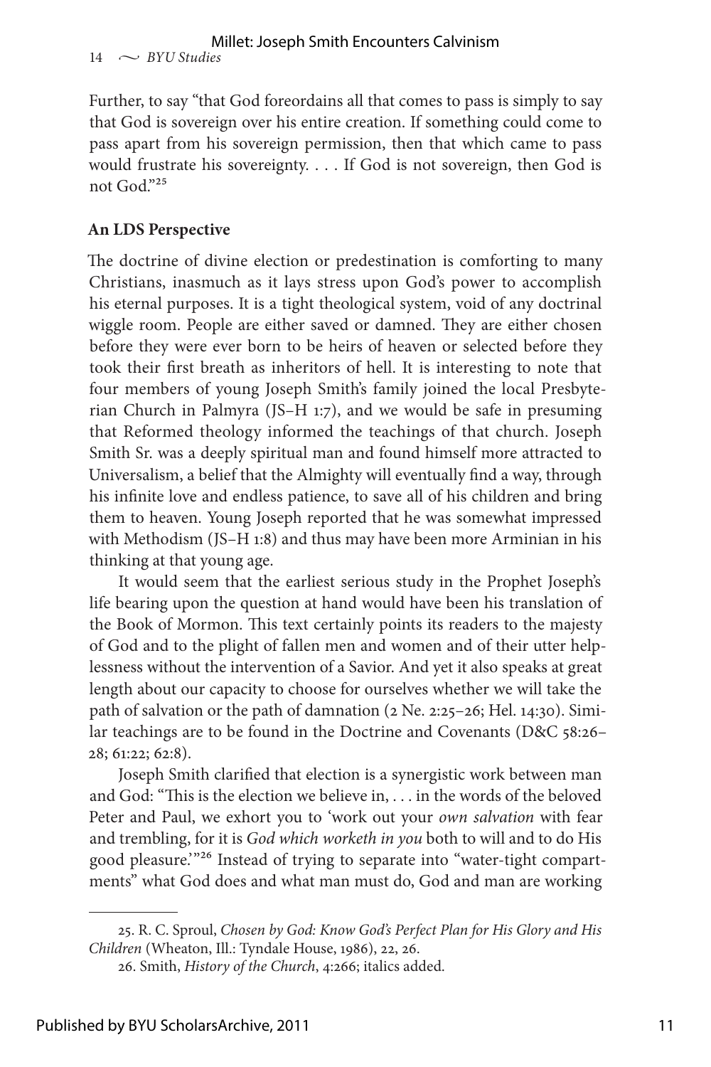Further, to say "that God foreordains all that comes to pass is simply to say that God is sovereign over his entire creation. If something could come to pass apart from his sovereign permission, then that which came to pass would frustrate his sovereignty. . . . If God is not sovereign, then God is not God."[25]

### An LDS Perspective

The doctrine of divine election or predestination is comforting to many Christians, inasmuch as it lays stress upon God's power to accomplish his eternal purposes. It is a tight theological system, void of any doctrinal wiggle room. People are either saved or damned. They are either chosen before they were ever born to be heirs of heaven or selected before they took their first breath as inheritors of hell. It is interesting to note that four members of young Joseph Smith's family joined the local Presbyterian Church in Palmyra (JS–H 1:7), and we would be safe in presuming that Reformed theology informed the teachings of that church. Joseph Smith Sr. was a deeply spiritual man and found himself more attracted to Universalism, a belief that the Almighty will eventually find a way, through his infinite love and endless patience, to save all of his children and bring them to heaven. Young Joseph reported that he was somewhat impressed with Methodism (JS–H 1:8) and thus may have been more Arminian in his thinking at that young age.

It would seem that the earliest serious study in the Prophet Joseph's life bearing upon the question at hand would have been his translation of the Book of Mormon. This text certainly points its readers to the majesty of God and to the plight of fallen men and women and of their utter helplessness without the intervention of a Savior. And yet it also speaks at great length about our capacity to choose for ourselves whether we will take the path of salvation or the path of damnation (2 Ne. 2:25–26; Hel. 14:30). Similar teachings are to be found in the Doctrine and Covenants (D&C 58:26–28; 61:22; 62:8).

Joseph Smith clarified that election is a synergistic work between man and God: "This is the election we believe in, . . . in the words of the beloved Peter and Paul, we exhort you to 'work out your *own salvation* with fear and trembling, for it is *God which worketh in you* both to will and to do His good pleasure.'"[26] Instead of trying to separate into "water-tight compartments" what God does and what man must do, God and man are working

---

25. R. C. Sproul, *Chosen by God: Know God's Perfect Plan for His Glory and His Children* (Wheaton, Ill.: Tyndale House, 1986), 22, 26.

26. Smith, *History of the Church*, 4:266; italics added.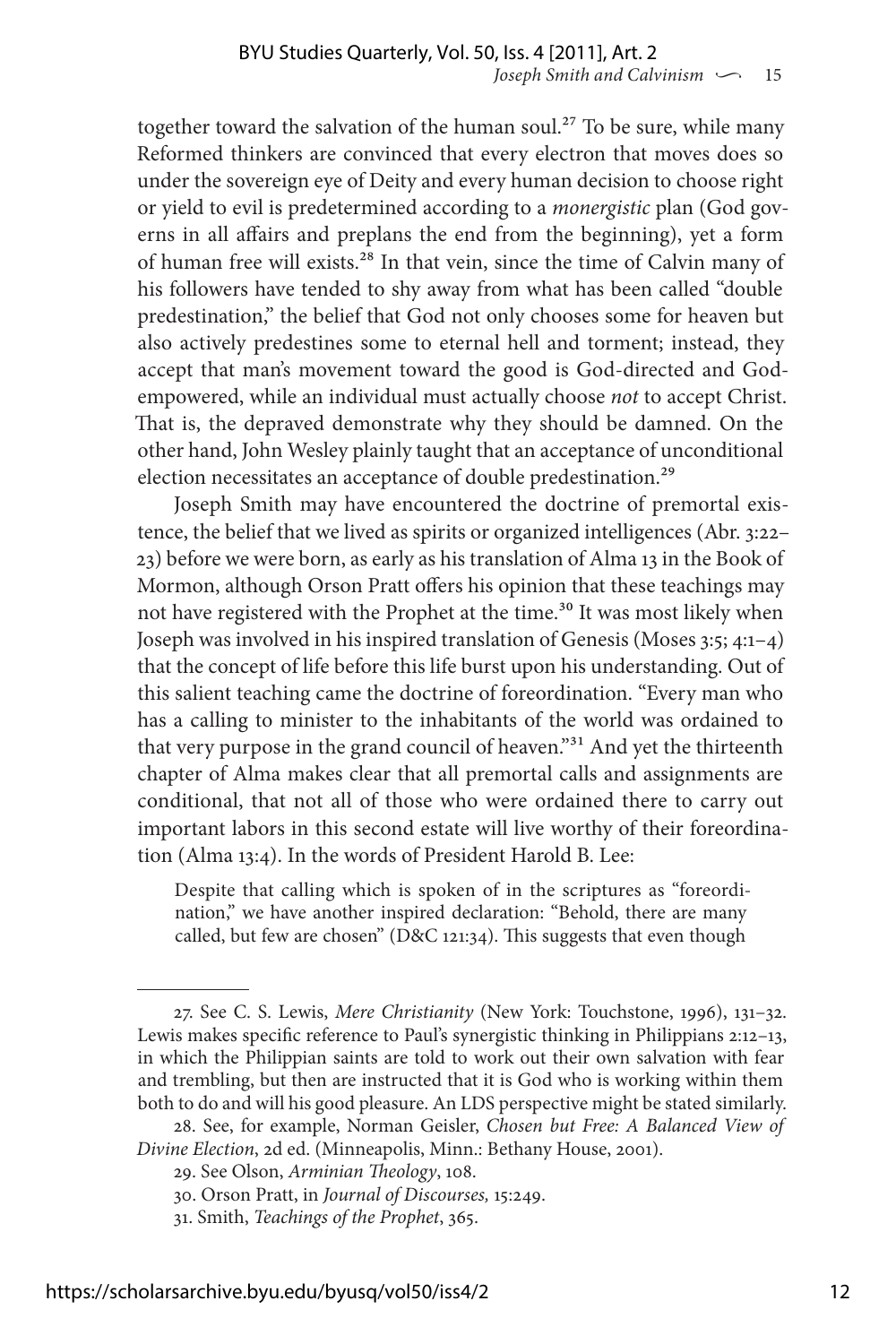together toward the salvation of the human soul.[27] To be sure, while many Reformed thinkers are convinced that every electron that moves does so under the sovereign eye of Deity and every human decision to choose right or yield to evil is predetermined according to a *monergistic* plan (God governs in all affairs and preplans the end from the beginning), yet a form of human free will exists.[28] In that vein, since the time of Calvin many of his followers have tended to shy away from what has been called "double predestination," the belief that God not only chooses some for heaven but also actively predestines some to eternal hell and torment; instead, they accept that man's movement toward the good is God-directed and God-empowered, while an individual must actually choose *not* to accept Christ. That is, the depraved demonstrate why they should be damned. On the other hand, John Wesley plainly taught that an acceptance of unconditional election necessitates an acceptance of double predestination.[29]

Joseph Smith may have encountered the doctrine of premortal existence, the belief that we lived as spirits or organized intelligences (Abr. 3:22–23) before we were born, as early as his translation of Alma 13 in the Book of Mormon, although Orson Pratt offers his opinion that these teachings may not have registered with the Prophet at the time.[30] It was most likely when Joseph was involved in his inspired translation of Genesis (Moses 3:5; 4:1–4) that the concept of life before this life burst upon his understanding. Out of this salient teaching came the doctrine of foreordination. "Every man who has a calling to minister to the inhabitants of the world was ordained to that very purpose in the grand council of heaven."[31] And yet the thirteenth chapter of Alma makes clear that all premortal calls and assignments are conditional, that not all of those who were ordained there to carry out important labors in this second estate will live worthy of their foreordination (Alma 13:4). In the words of President Harold B. Lee:

> Despite that calling which is spoken of in the scriptures as "foreordination," we have another inspired declaration: "Behold, there are many called, but few are chosen" (D&C 121:34). This suggests that even though

---

27. See C. S. Lewis, *Mere Christianity* (New York: Touchstone, 1996), 131–32. Lewis makes specific reference to Paul's synergistic thinking in Philippians 2:12–13, in which the Philippian saints are told to work out their own salvation with fear and trembling, but then are instructed that it is God who is working within them both to do and will his good pleasure. An LDS perspective might be stated similarly.

28. See, for example, Norman Geisler, *Chosen but Free: A Balanced View of Divine Election*, 2d ed. (Minneapolis, Minn.: Bethany House, 2001).

29. See Olson, *Arminian Theology*, 108.

30. Orson Pratt, in *Journal of Discourses,* 15:249.

31. Smith, *Teachings of the Prophet*, 365.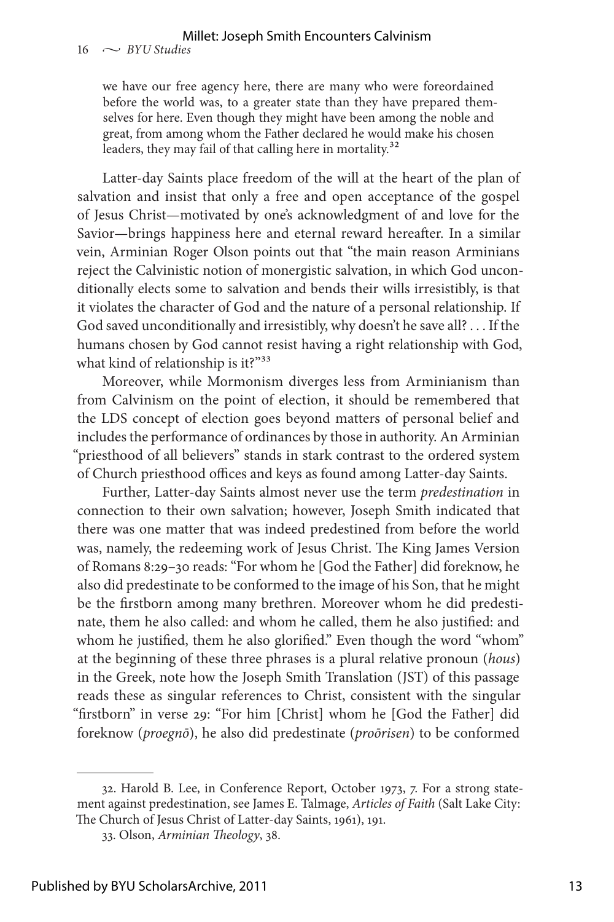we have our free agency here, there are many who were foreordained before the world was, to a greater state than they have prepared themselves for here. Even though they might have been among the noble and great, from among whom the Father declared he would make his chosen leaders, they may fail of that calling here in mortality.[32]

Latter-day Saints place freedom of the will at the heart of the plan of salvation and insist that only a free and open acceptance of the gospel of Jesus Christ—motivated by one's acknowledgment of and love for the Savior—brings happiness here and eternal reward hereafter. In a similar vein, Arminian Roger Olson points out that "the main reason Arminians reject the Calvinistic notion of monergistic salvation, in which God unconditionally elects some to salvation and bends their wills irresistibly, is that it violates the character of God and the nature of a personal relationship. If God saved unconditionally and irresistibly, why doesn't he save all? . . . If the humans chosen by God cannot resist having a right relationship with God, what kind of relationship is it?"[33]

Moreover, while Mormonism diverges less from Arminianism than from Calvinism on the point of election, it should be remembered that the LDS concept of election goes beyond matters of personal belief and includes the performance of ordinances by those in authority. An Arminian "priesthood of all believers" stands in stark contrast to the ordered system of Church priesthood offices and keys as found among Latter-day Saints.

Further, Latter-day Saints almost never use the term *predestination* in connection to their own salvation; however, Joseph Smith indicated that there was one matter that was indeed predestined from before the world was, namely, the redeeming work of Jesus Christ. The King James Version of Romans 8:29–30 reads: "For whom he [God the Father] did foreknow, he also did predestinate to be conformed to the image of his Son, that he might be the firstborn among many brethren. Moreover whom he did predestinate, them he also called: and whom he called, them he also justified: and whom he justified, them he also glorified." Even though the word "whom" at the beginning of these three phrases is a plural relative pronoun (*hous*) in the Greek, note how the Joseph Smith Translation (JST) of this passage reads these as singular references to Christ, consistent with the singular "firstborn" in verse 29: "For him [Christ] whom he [God the Father] did foreknow (*proegnō*), he also did predestinate (*proōrisen*) to be conformed

32. Harold B. Lee, in Conference Report, October 1973, 7. For a strong statement against predestination, see James E. Talmage, *Articles of Faith* (Salt Lake City: The Church of Jesus Christ of Latter-day Saints, 1961), 191.

33. Olson, *Arminian Theology*, 38.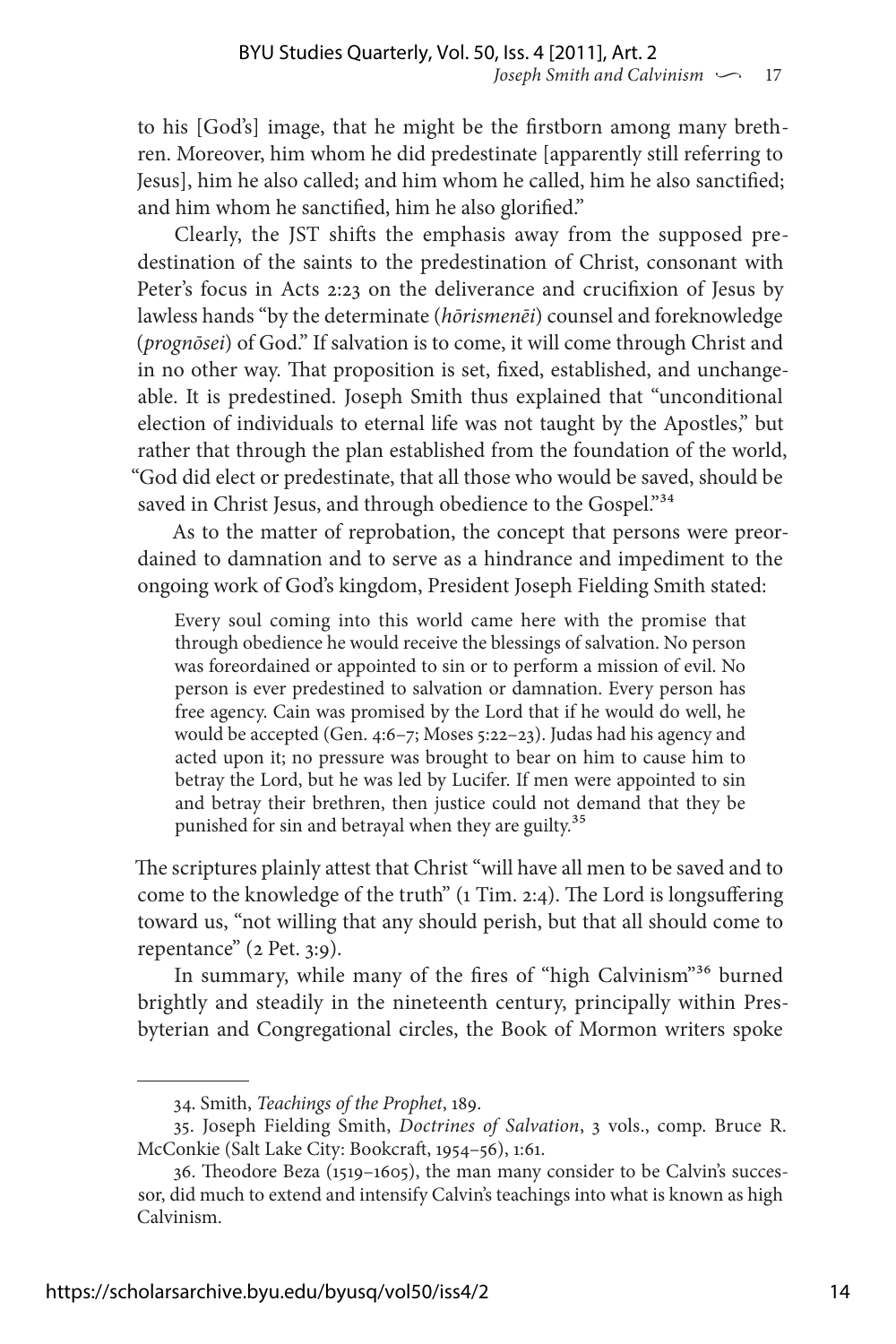to his [God's] image, that he might be the firstborn among many brethren. Moreover, him whom he did predestinate [apparently still referring to Jesus], him he also called; and him whom he called, him he also sanctified; and him whom he sanctified, him he also glorified."

Clearly, the JST shifts the emphasis away from the supposed predestination of the saints to the predestination of Christ, consonant with Peter's focus in Acts 2:23 on the deliverance and crucifixion of Jesus by lawless hands "by the determinate (*hōrismenēi*) counsel and foreknowledge (*prognōsei*) of God." If salvation is to come, it will come through Christ and in no other way. That proposition is set, fixed, established, and unchangeable. It is predestined. Joseph Smith thus explained that "unconditional election of individuals to eternal life was not taught by the Apostles," but rather that through the plan established from the foundation of the world, "God did elect or predestinate, that all those who would be saved, should be saved in Christ Jesus, and through obedience to the Gospel."[34]

As to the matter of reprobation, the concept that persons were preordained to damnation and to serve as a hindrance and impediment to the ongoing work of God's kingdom, President Joseph Fielding Smith stated:

> Every soul coming into this world came here with the promise that through obedience he would receive the blessings of salvation. No person was foreordained or appointed to sin or to perform a mission of evil. No person is ever predestined to salvation or damnation. Every person has free agency. Cain was promised by the Lord that if he would do well, he would be accepted (Gen. 4:6–7; Moses 5:22–23). Judas had his agency and acted upon it; no pressure was brought to bear on him to cause him to betray the Lord, but he was led by Lucifer. If men were appointed to sin and betray their brethren, then justice could not demand that they be punished for sin and betrayal when they are guilty.[35]

The scriptures plainly attest that Christ "will have all men to be saved and to come to the knowledge of the truth" (1 Tim. 2:4). The Lord is longsuffering toward us, "not willing that any should perish, but that all should come to repentance" (2 Pet. 3:9).

In summary, while many of the fires of "high Calvinism"[36] burned brightly and steadily in the nineteenth century, principally within Presbyterian and Congregational circles, the Book of Mormon writers spoke

---

34. Smith, *Teachings of the Prophet*, 189.

35. Joseph Fielding Smith, *Doctrines of Salvation*, 3 vols., comp. Bruce R. McConkie (Salt Lake City: Bookcraft, 1954–56), 1:61.

36. Theodore Beza (1519–1605), the man many consider to be Calvin's successor, did much to extend and intensify Calvin's teachings into what is known as high Calvinism.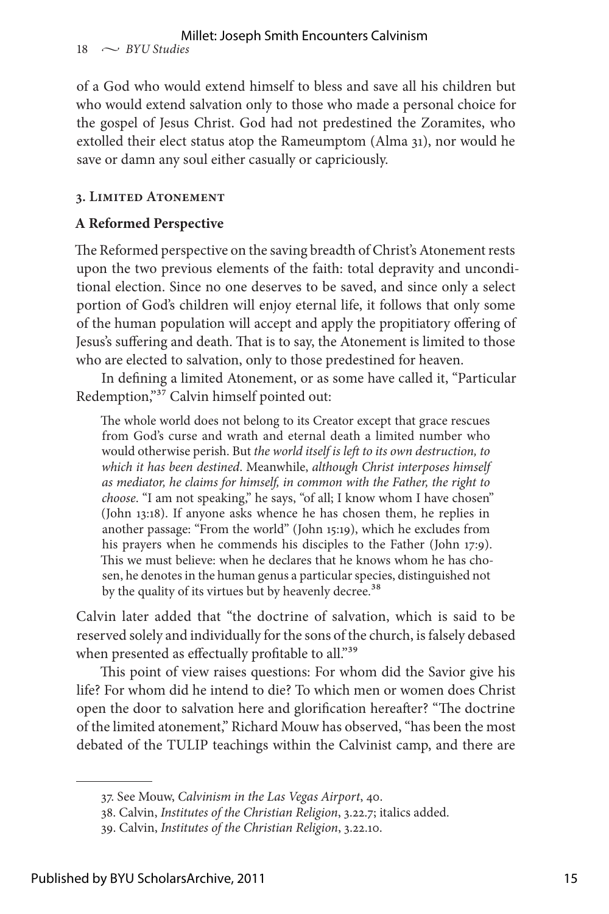of a God who would extend himself to bless and save all his children but who would extend salvation only to those who made a personal choice for the gospel of Jesus Christ. God had not predestined the Zoramites, who extolled their elect status atop the Rameumptom (Alma 31), nor would he save or damn any soul either casually or capriciously.

### 3. Limited Atonement

#### A Reformed Perspective

The Reformed perspective on the saving breadth of Christ's Atonement rests upon the two previous elements of the faith: total depravity and unconditional election. Since no one deserves to be saved, and since only a select portion of God's children will enjoy eternal life, it follows that only some of the human population will accept and apply the propitiatory offering of Jesus's suffering and death. That is to say, the Atonement is limited to those who are elected to salvation, only to those predestined for heaven.

In defining a limited Atonement, or as some have called it, "Particular Redemption,"[37] Calvin himself pointed out:

> The whole world does not belong to its Creator except that grace rescues from God's curse and wrath and eternal death a limited number who would otherwise perish. But *the world itself is left to its own destruction, to which it has been destined*. Meanwhile, *although Christ interposes himself as mediator, he claims for himself, in common with the Father, the right to choose*. "I am not speaking," he says, "of all; I know whom I have chosen" (John 13:18). If anyone asks whence he has chosen them, he replies in another passage: "From the world" (John 15:19), which he excludes from his prayers when he commends his disciples to the Father (John 17:9). This we must believe: when he declares that he knows whom he has chosen, he denotes in the human genus a particular species, distinguished not by the quality of its virtues but by heavenly decree.[38]

Calvin later added that "the doctrine of salvation, which is said to be reserved solely and individually for the sons of the church, is falsely debased when presented as effectually profitable to all."[39]

This point of view raises questions: For whom did the Savior give his life? For whom did he intend to die? To which men or women does Christ open the door to salvation here and glorification hereafter? "The doctrine of the limited atonement," Richard Mouw has observed, "has been the most debated of the TULIP teachings within the Calvinist camp, and there are

---

37. See Mouw, *Calvinism in the Las Vegas Airport*, 40.

38. Calvin, *Institutes of the Christian Religion*, 3.22.7; italics added.

39. Calvin, *Institutes of the Christian Religion*, 3.22.10.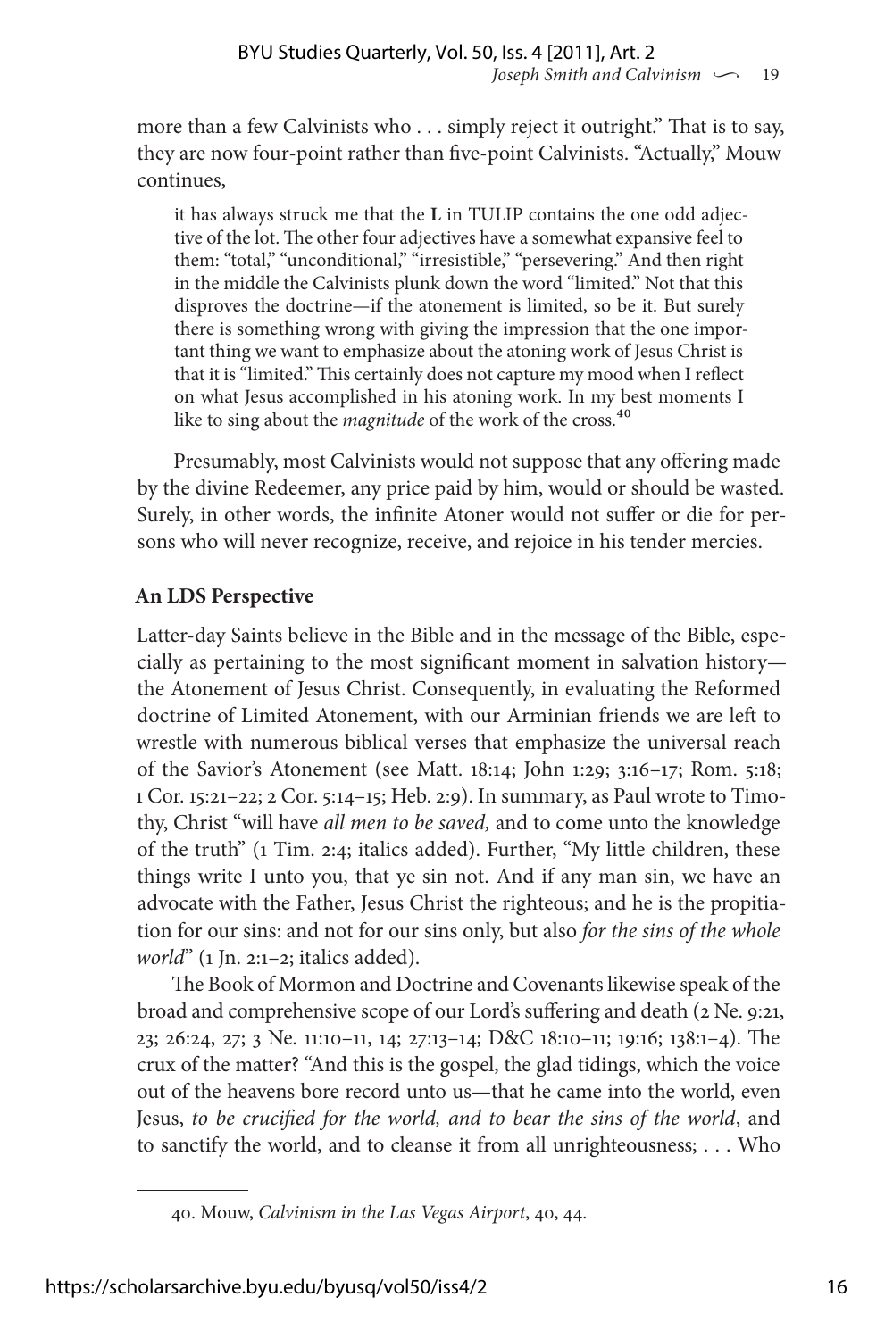more than a few Calvinists who . . . simply reject it outright." That is to say, they are now four-point rather than five-point Calvinists. "Actually," Mouw continues,

> it has always struck me that the **L** in TULIP contains the one odd adjective of the lot. The other four adjectives have a somewhat expansive feel to them: "total," "unconditional," "irresistible," "persevering." And then right in the middle the Calvinists plunk down the word "limited." Not that this disproves the doctrine—if the atonement is limited, so be it. But surely there is something wrong with giving the impression that the one important thing we want to emphasize about the atoning work of Jesus Christ is that it is "limited." This certainly does not capture my mood when I reflect on what Jesus accomplished in his atoning work. In my best moments I like to sing about the *magnitude* of the work of the cross.[40]

Presumably, most Calvinists would not suppose that any offering made by the divine Redeemer, any price paid by him, would or should be wasted. Surely, in other words, the infinite Atoner would not suffer or die for persons who will never recognize, receive, and rejoice in his tender mercies.

### An LDS Perspective

Latter-day Saints believe in the Bible and in the message of the Bible, especially as pertaining to the most significant moment in salvation history—the Atonement of Jesus Christ. Consequently, in evaluating the Reformed doctrine of Limited Atonement, with our Arminian friends we are left to wrestle with numerous biblical verses that emphasize the universal reach of the Savior's Atonement (see Matt. 18:14; John 1:29; 3:16–17; Rom. 5:18; 1 Cor. 15:21–22; 2 Cor. 5:14–15; Heb. 2:9). In summary, as Paul wrote to Timothy, Christ "will have *all men to be saved,* and to come unto the knowledge of the truth" (1 Tim. 2:4; italics added). Further, "My little children, these things write I unto you, that ye sin not. And if any man sin, we have an advocate with the Father, Jesus Christ the righteous; and he is the propitiation for our sins: and not for our sins only, but also *for the sins of the whole world*" (1 Jn. 2:1–2; italics added).

The Book of Mormon and Doctrine and Covenants likewise speak of the broad and comprehensive scope of our Lord's suffering and death (2 Ne. 9:21, 23; 26:24, 27; 3 Ne. 11:10–11, 14; 27:13–14; D&C 18:10–11; 19:16; 138:1–4). The crux of the matter? "And this is the gospel, the glad tidings, which the voice out of the heavens bore record unto us—that he came into the world, even Jesus, *to be crucified for the world, and to bear the sins of the world*, and to sanctify the world, and to cleanse it from all unrighteousness; . . . Who

---

40. Mouw, *Calvinism in the Las Vegas Airport*, 40, 44.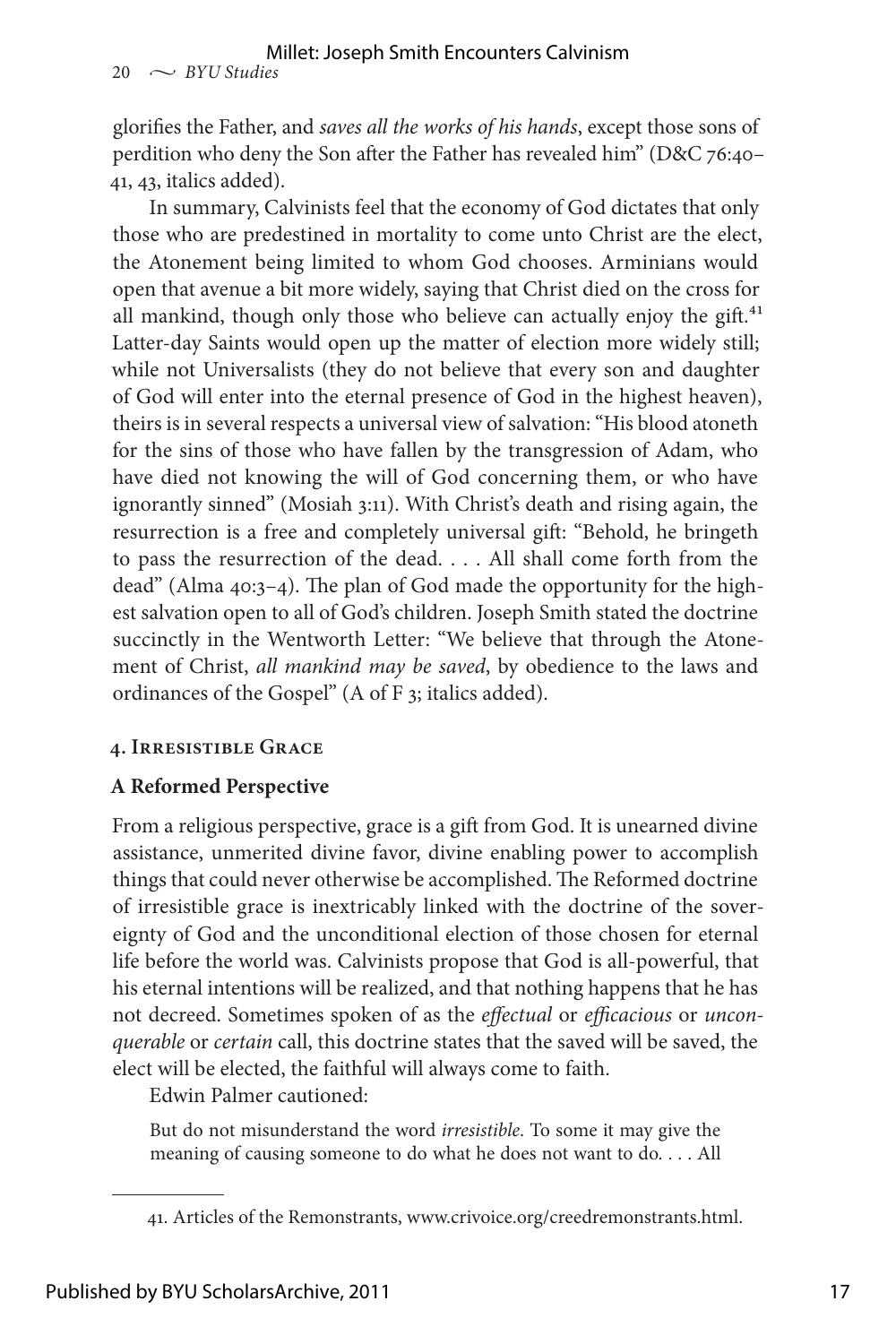glorifies the Father, and *saves all the works of his hands*, except those sons of perdition who deny the Son after the Father has revealed him" (D&C 76:40–41, 43, italics added).

In summary, Calvinists feel that the economy of God dictates that only those who are predestined in mortality to come unto Christ are the elect, the Atonement being limited to whom God chooses. Arminians would open that avenue a bit more widely, saying that Christ died on the cross for all mankind, though only those who believe can actually enjoy the gift.[41] Latter-day Saints would open up the matter of election more widely still; while not Universalists (they do not believe that every son and daughter of God will enter into the eternal presence of God in the highest heaven), theirs is in several respects a universal view of salvation: "His blood atoneth for the sins of those who have fallen by the transgression of Adam, who have died not knowing the will of God concerning them, or who have ignorantly sinned" (Mosiah 3:11). With Christ's death and rising again, the resurrection is a free and completely universal gift: "Behold, he bringeth to pass the resurrection of the dead. . . . All shall come forth from the dead" (Alma 40:3–4). The plan of God made the opportunity for the highest salvation open to all of God's children. Joseph Smith stated the doctrine succinctly in the Wentworth Letter: "We believe that through the Atonement of Christ, *all mankind may be saved*, by obedience to the laws and ordinances of the Gospel" (A of F 3; italics added).

## 4. Irresistible Grace

### A Reformed Perspective

From a religious perspective, grace is a gift from God. It is unearned divine assistance, unmerited divine favor, divine enabling power to accomplish things that could never otherwise be accomplished. The Reformed doctrine of irresistible grace is inextricably linked with the doctrine of the sovereignty of God and the unconditional election of those chosen for eternal life before the world was. Calvinists propose that God is all-powerful, that his eternal intentions will be realized, and that nothing happens that he has not decreed. Sometimes spoken of as the *effectual* or *efficacious* or *unconquerable* or *certain* call, this doctrine states that the saved will be saved, the elect will be elected, the faithful will always come to faith.

Edwin Palmer cautioned:

> But do not misunderstand the word *irresistible*. To some it may give the meaning of causing someone to do what he does not want to do. . . . All

---

41. Articles of the Remonstrants, www.crivoice.org/creedremonstrants.html.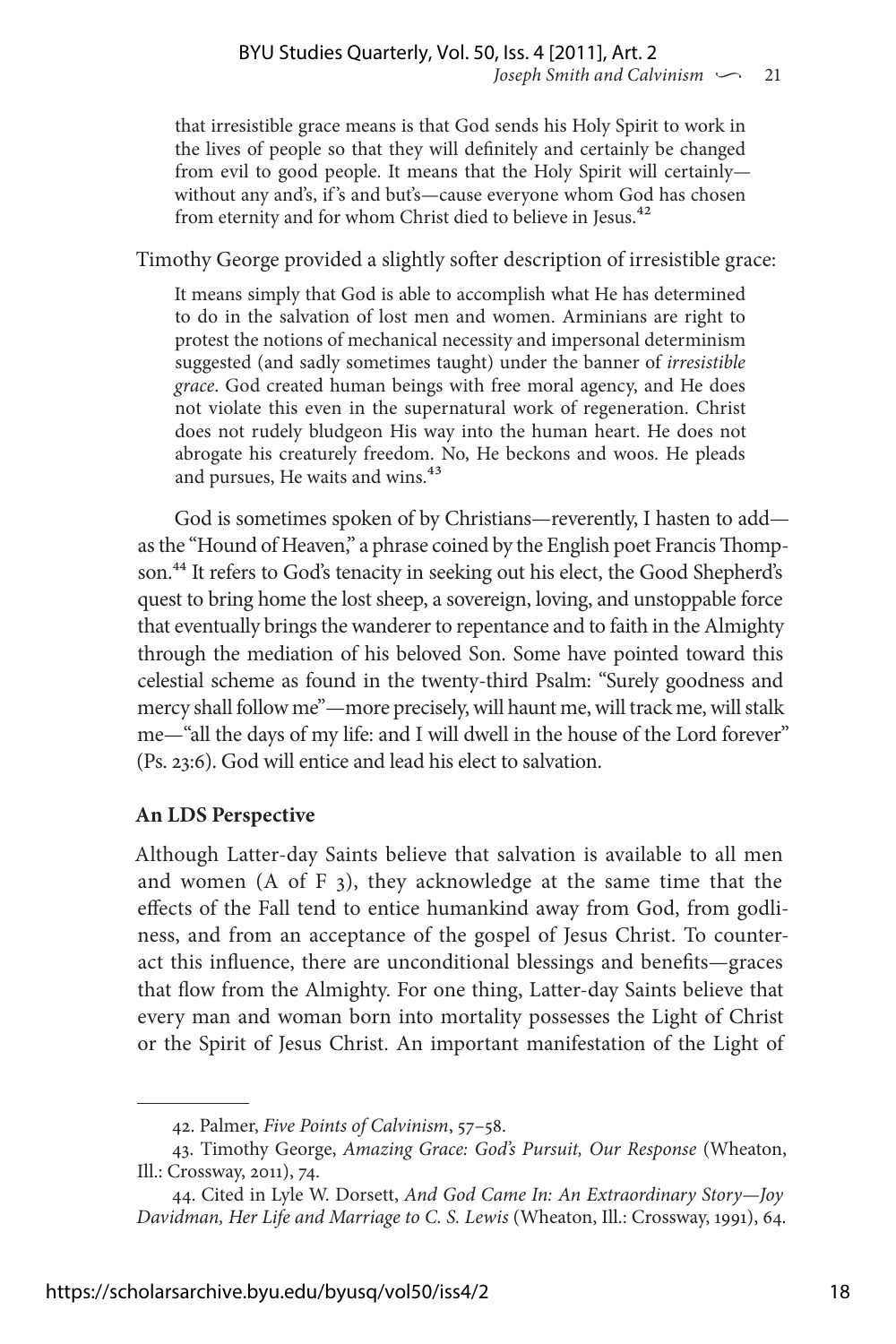that irresistible grace means is that God sends his Holy Spirit to work in the lives of people so that they will definitely and certainly be changed from evil to good people. It means that the Holy Spirit will certainly—without any and's, if's and but's—cause everyone whom God has chosen from eternity and for whom Christ died to believe in Jesus.[42]

Timothy George provided a slightly softer description of irresistible grace:

> It means simply that God is able to accomplish what He has determined to do in the salvation of lost men and women. Arminians are right to protest the notions of mechanical necessity and impersonal determinism suggested (and sadly sometimes taught) under the banner of *irresistible grace*. God created human beings with free moral agency, and He does not violate this even in the supernatural work of regeneration. Christ does not rudely bludgeon His way into the human heart. He does not abrogate his creaturely freedom. No, He beckons and woos. He pleads and pursues, He waits and wins.[43]

God is sometimes spoken of by Christians—reverently, I hasten to add—as the "Hound of Heaven," a phrase coined by the English poet Francis Thompson.[44] It refers to God's tenacity in seeking out his elect, the Good Shepherd's quest to bring home the lost sheep, a sovereign, loving, and unstoppable force that eventually brings the wanderer to repentance and to faith in the Almighty through the mediation of his beloved Son. Some have pointed toward this celestial scheme as found in the twenty-third Psalm: "Surely goodness and mercy shall follow me"—more precisely, will haunt me, will track me, will stalk me—"all the days of my life: and I will dwell in the house of the Lord forever" (Ps. 23:6). God will entice and lead his elect to salvation.

**An LDS Perspective**

Although Latter-day Saints believe that salvation is available to all men and women (A of F 3), they acknowledge at the same time that the effects of the Fall tend to entice humankind away from God, from godliness, and from an acceptance of the gospel of Jesus Christ. To counteract this influence, there are unconditional blessings and benefits—graces that flow from the Almighty. For one thing, Latter-day Saints believe that every man and woman born into mortality possesses the Light of Christ or the Spirit of Jesus Christ. An important manifestation of the Light of

---

42. Palmer, *Five Points of Calvinism*, 57–58.

43. Timothy George, *Amazing Grace: God's Pursuit, Our Response* (Wheaton, Ill.: Crossway, 2011), 74.

44. Cited in Lyle W. Dorsett, *And God Came In: An Extraordinary Story—Joy Davidman, Her Life and Marriage to C. S. Lewis* (Wheaton, Ill.: Crossway, 1991), 64.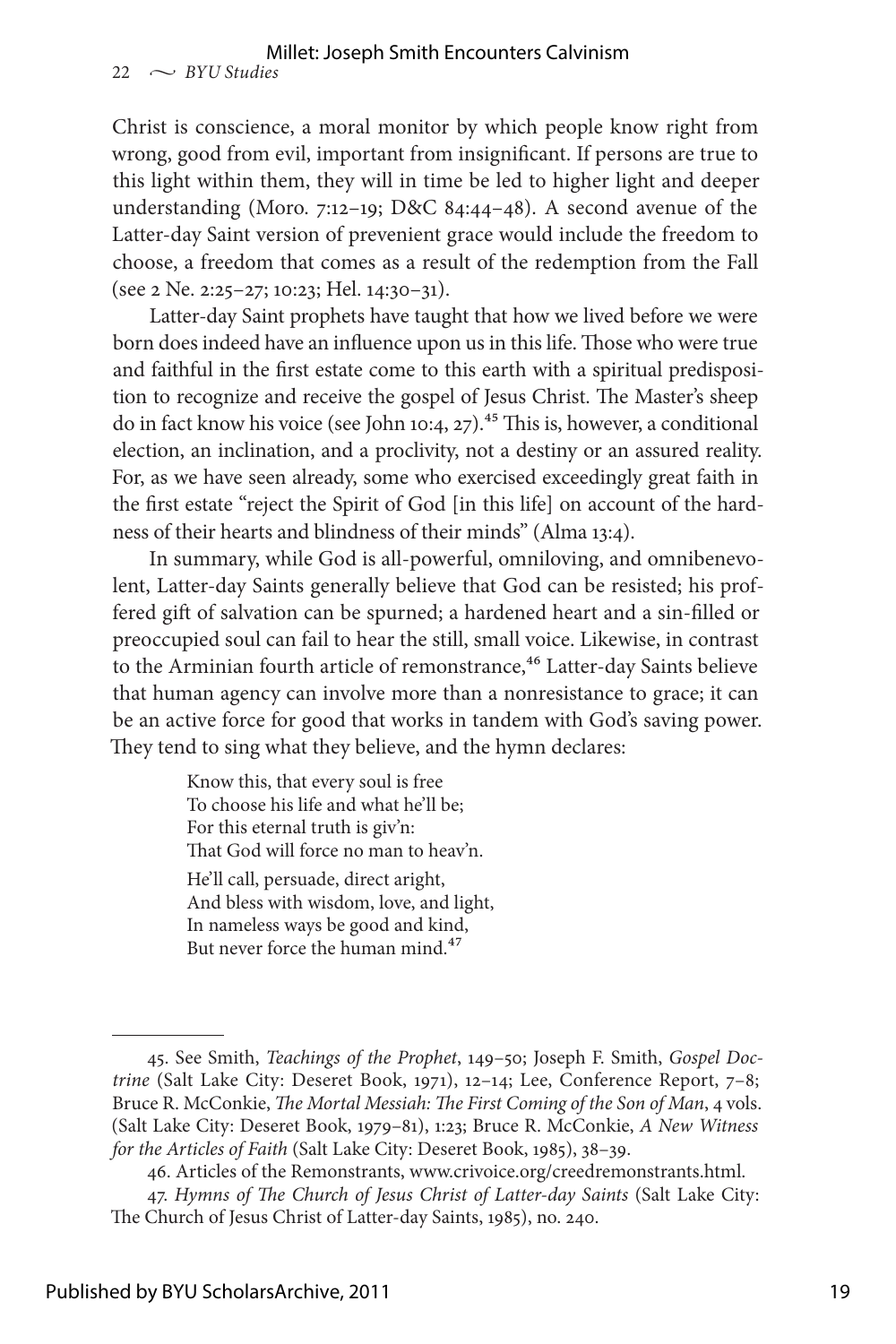Christ is conscience, a moral monitor by which people know right from wrong, good from evil, important from insignificant. If persons are true to this light within them, they will in time be led to higher light and deeper understanding (Moro. 7:12–19; D&C 84:44–48). A second avenue of the Latter-day Saint version of prevenient grace would include the freedom to choose, a freedom that comes as a result of the redemption from the Fall (see 2 Ne. 2:25–27; 10:23; Hel. 14:30–31).

Latter-day Saint prophets have taught that how we lived before we were born does indeed have an influence upon us in this life. Those who were true and faithful in the first estate come to this earth with a spiritual predisposition to recognize and receive the gospel of Jesus Christ. The Master's sheep do in fact know his voice (see John 10:4, 27).[45] This is, however, a conditional election, an inclination, and a proclivity, not a destiny or an assured reality. For, as we have seen already, some who exercised exceedingly great faith in the first estate "reject the Spirit of God [in this life] on account of the hardness of their hearts and blindness of their minds" (Alma 13:4).

In summary, while God is all-powerful, omniloving, and omnibenevolent, Latter-day Saints generally believe that God can be resisted; his proffered gift of salvation can be spurned; a hardened heart and a sin-filled or preoccupied soul can fail to hear the still, small voice. Likewise, in contrast to the Arminian fourth article of remonstrance,[46] Latter-day Saints believe that human agency can involve more than a nonresistance to grace; it can be an active force for good that works in tandem with God's saving power. They tend to sing what they believe, and the hymn declares:

> Know this, that every soul is free
> To choose his life and what he'll be;
> For this eternal truth is giv'n:
> That God will force no man to heav'n.
>
> He'll call, persuade, direct aright,
> And bless with wisdom, love, and light,
> In nameless ways be good and kind,
> But never force the human mind.[47]

---

45. See Smith, *Teachings of the Prophet*, 149–50; Joseph F. Smith, *Gospel Doctrine* (Salt Lake City: Deseret Book, 1971), 12–14; Lee, Conference Report, 7–8; Bruce R. McConkie, *The Mortal Messiah: The First Coming of the Son of Man*, 4 vols. (Salt Lake City: Deseret Book, 1979–81), 1:23; Bruce R. McConkie, *A New Witness for the Articles of Faith* (Salt Lake City: Deseret Book, 1985), 38–39.

46. Articles of the Remonstrants, www.crivoice.org/creedremonstrants.html.

47. *Hymns of The Church of Jesus Christ of Latter-day Saints* (Salt Lake City: The Church of Jesus Christ of Latter-day Saints, 1985), no. 240.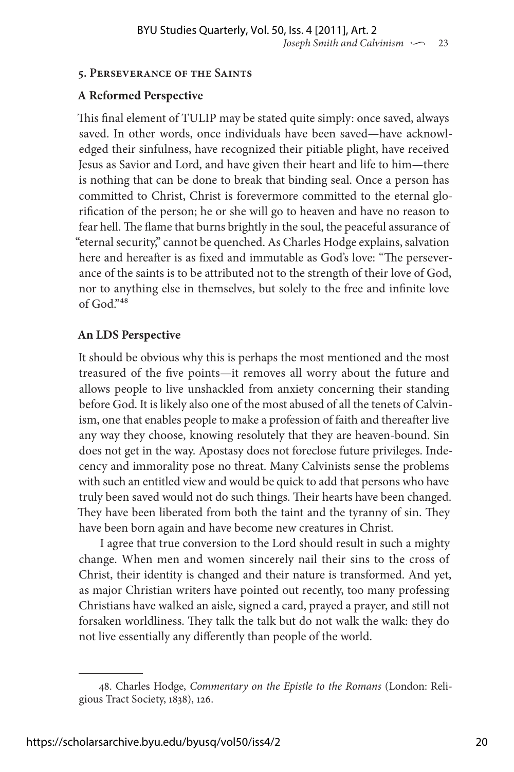### 5. Perseverance of the Saints

**A Reformed Perspective**

This final element of TULIP may be stated quite simply: once saved, always saved. In other words, once individuals have been saved—have acknowledged their sinfulness, have recognized their pitiable plight, have received Jesus as Savior and Lord, and have given their heart and life to him—there is nothing that can be done to break that binding seal. Once a person has committed to Christ, Christ is forevermore committed to the eternal glorification of the person; he or she will go to heaven and have no reason to fear hell. The flame that burns brightly in the soul, the peaceful assurance of "eternal security," cannot be quenched. As Charles Hodge explains, salvation here and hereafter is as fixed and immutable as God's love: "The perseverance of the saints is to be attributed not to the strength of their love of God, nor to anything else in themselves, but solely to the free and infinite love of God."[48]

**An LDS Perspective**

It should be obvious why this is perhaps the most mentioned and the most treasured of the five points—it removes all worry about the future and allows people to live unshackled from anxiety concerning their standing before God. It is likely also one of the most abused of all the tenets of Calvinism, one that enables people to make a profession of faith and thereafter live any way they choose, knowing resolutely that they are heaven-bound. Sin does not get in the way. Apostasy does not foreclose future privileges. Indecency and immorality pose no threat. Many Calvinists sense the problems with such an entitled view and would be quick to add that persons who have truly been saved would not do such things. Their hearts have been changed. They have been liberated from both the taint and the tyranny of sin. They have been born again and have become new creatures in Christ.

I agree that true conversion to the Lord should result in such a mighty change. When men and women sincerely nail their sins to the cross of Christ, their identity is changed and their nature is transformed. And yet, as major Christian writers have pointed out recently, too many professing Christians have walked an aisle, signed a card, prayed a prayer, and still not forsaken worldliness. They talk the talk but do not walk the walk: they do not live essentially any differently than people of the world.

48. Charles Hodge, *Commentary on the Epistle to the Romans* (London: Religious Tract Society, 1838), 126.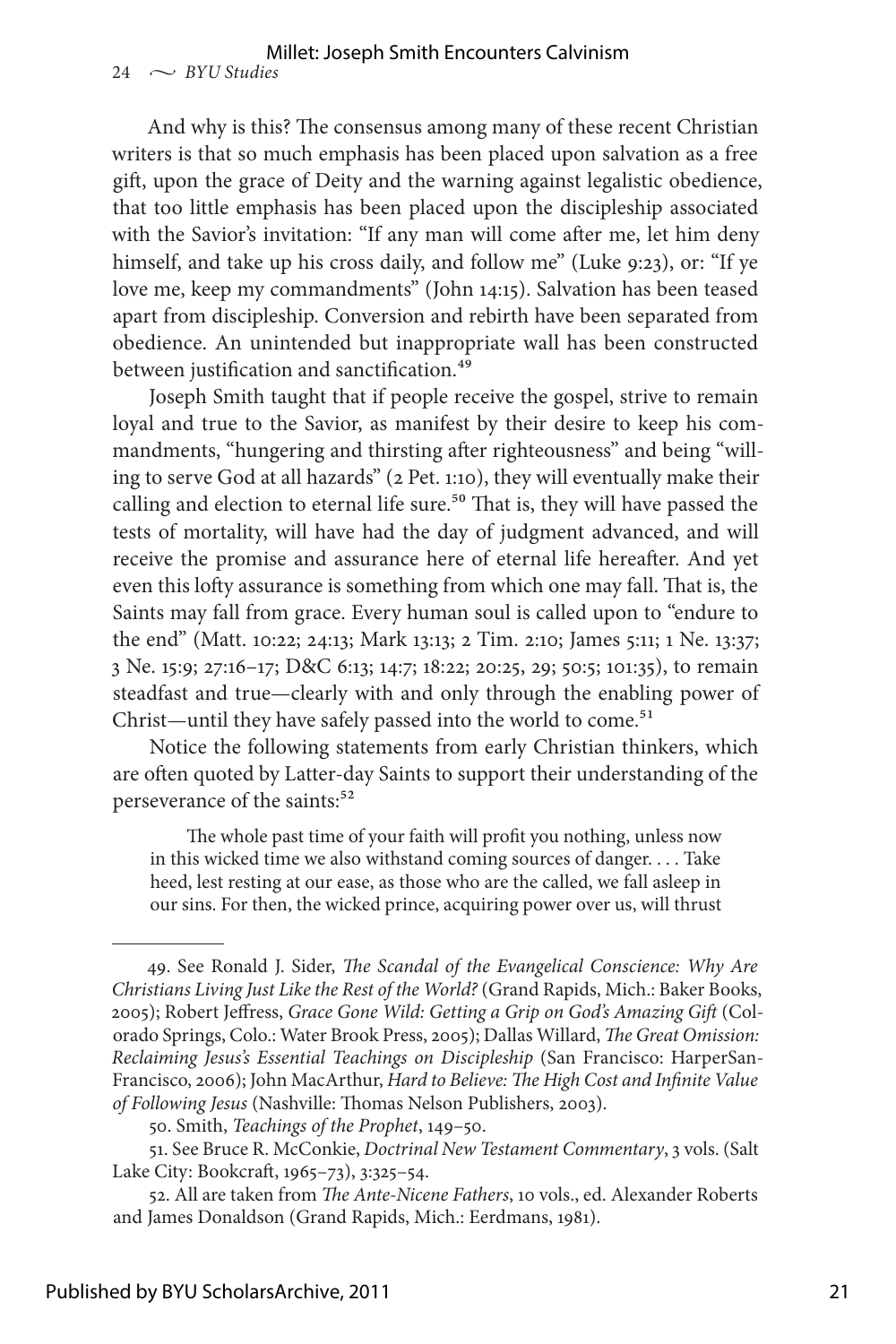And why is this? The consensus among many of these recent Christian writers is that so much emphasis has been placed upon salvation as a free gift, upon the grace of Deity and the warning against legalistic obedience, that too little emphasis has been placed upon the discipleship associated with the Savior's invitation: "If any man will come after me, let him deny himself, and take up his cross daily, and follow me" (Luke 9:23), or: "If ye love me, keep my commandments" (John 14:15). Salvation has been teased apart from discipleship. Conversion and rebirth have been separated from obedience. An unintended but inappropriate wall has been constructed between justification and sanctification.[49]

Joseph Smith taught that if people receive the gospel, strive to remain loyal and true to the Savior, as manifest by their desire to keep his commandments, "hungering and thirsting after righteousness" and being "willing to serve God at all hazards" (2 Pet. 1:10), they will eventually make their calling and election to eternal life sure.[50] That is, they will have passed the tests of mortality, will have had the day of judgment advanced, and will receive the promise and assurance here of eternal life hereafter. And yet even this lofty assurance is something from which one may fall. That is, the Saints may fall from grace. Every human soul is called upon to "endure to the end" (Matt. 10:22; 24:13; Mark 13:13; 2 Tim. 2:10; James 5:11; 1 Ne. 13:37; 3 Ne. 15:9; 27:16–17; D&C 6:13; 14:7; 18:22; 20:25, 29; 50:5; 101:35), to remain steadfast and true—clearly with and only through the enabling power of Christ—until they have safely passed into the world to come.[51]

Notice the following statements from early Christian thinkers, which are often quoted by Latter-day Saints to support their understanding of the perseverance of the saints:[52]

> The whole past time of your faith will profit you nothing, unless now in this wicked time we also withstand coming sources of danger. . . . Take heed, lest resting at our ease, as those who are the called, we fall asleep in our sins. For then, the wicked prince, acquiring power over us, will thrust

---

49. See Ronald J. Sider, *The Scandal of the Evangelical Conscience: Why Are Christians Living Just Like the Rest of the World?* (Grand Rapids, Mich.: Baker Books, 2005); Robert Jeffress, *Grace Gone Wild: Getting a Grip on God's Amazing Gift* (Colorado Springs, Colo.: Water Brook Press, 2005); Dallas Willard, *The Great Omission: Reclaiming Jesus's Essential Teachings on Discipleship* (San Francisco: HarperSanFrancisco, 2006); John MacArthur, *Hard to Believe: The High Cost and Infinite Value of Following Jesus* (Nashville: Thomas Nelson Publishers, 2003).

50. Smith, *Teachings of the Prophet*, 149–50.

51. See Bruce R. McConkie, *Doctrinal New Testament Commentary*, 3 vols. (Salt Lake City: Bookcraft, 1965–73), 3:325–54.

52. All are taken from *The Ante-Nicene Fathers*, 10 vols., ed. Alexander Roberts and James Donaldson (Grand Rapids, Mich.: Eerdmans, 1981).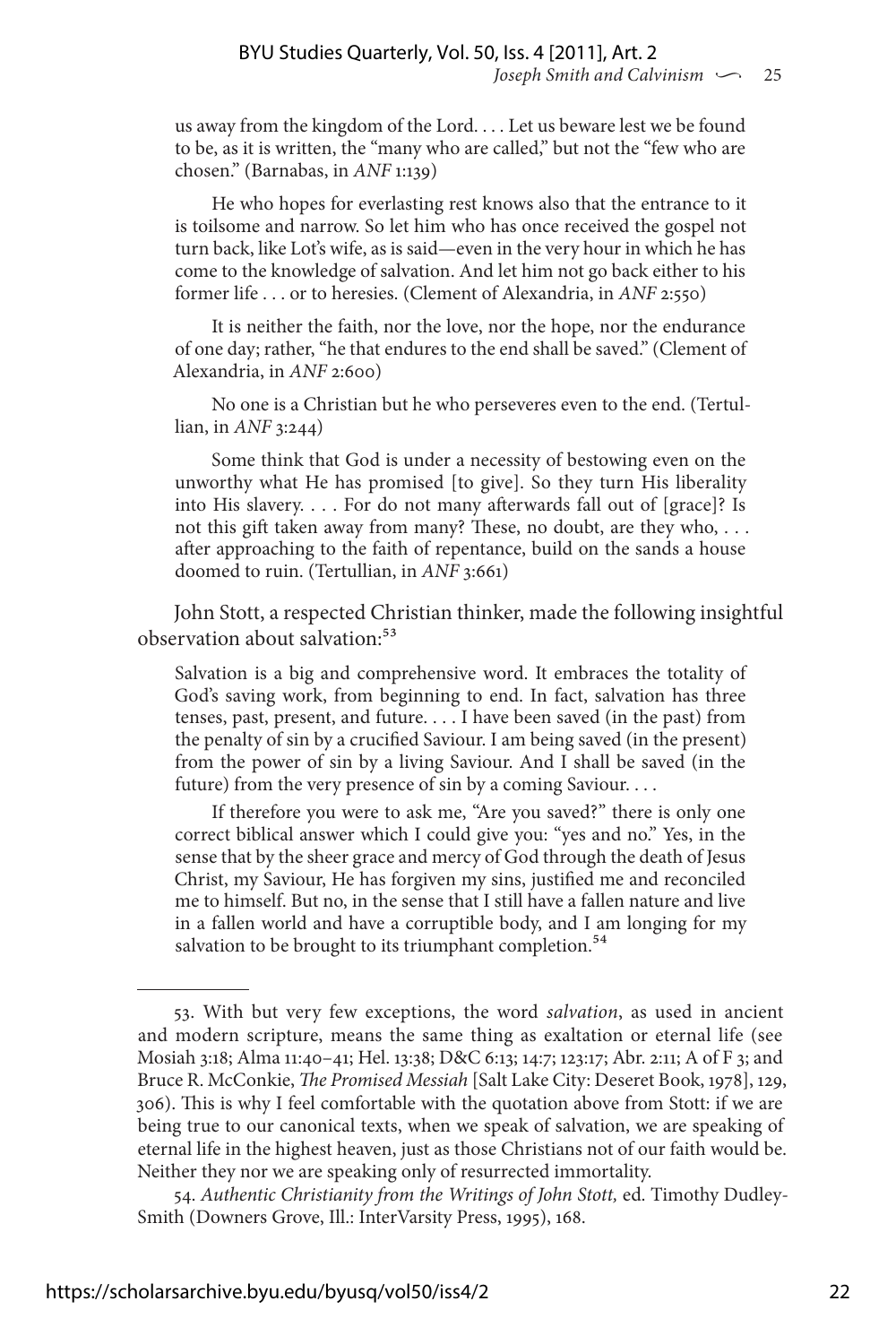> us away from the kingdom of the Lord. . . . Let us beware lest we be found to be, as it is written, the "many who are called," but not the "few who are chosen." (Barnabas, in *ANF* 1:139)
>
> He who hopes for everlasting rest knows also that the entrance to it is toilsome and narrow. So let him who has once received the gospel not turn back, like Lot's wife, as is said—even in the very hour in which he has come to the knowledge of salvation. And let him not go back either to his former life . . . or to heresies. (Clement of Alexandria, in *ANF* 2:550)
>
> It is neither the faith, nor the love, nor the hope, nor the endurance of one day; rather, "he that endures to the end shall be saved." (Clement of Alexandria, in *ANF* 2:600)
>
> No one is a Christian but he who perseveres even to the end. (Tertullian, in *ANF* 3:244)
>
> Some think that God is under a necessity of bestowing even on the unworthy what He has promised [to give]. So they turn His liberality into His slavery. . . . For do not many afterwards fall out of [grace]? Is not this gift taken away from many? These, no doubt, are they who, . . . after approaching to the faith of repentance, build on the sands a house doomed to ruin. (Tertullian, in *ANF* 3:661)

John Stott, a respected Christian thinker, made the following insightful observation about salvation:[53]

> Salvation is a big and comprehensive word. It embraces the totality of God's saving work, from beginning to end. In fact, salvation has three tenses, past, present, and future. . . . I have been saved (in the past) from the penalty of sin by a crucified Saviour. I am being saved (in the present) from the power of sin by a living Saviour. And I shall be saved (in the future) from the very presence of sin by a coming Saviour. . . .
>
> If therefore you were to ask me, "Are you saved?" there is only one correct biblical answer which I could give you: "yes and no." Yes, in the sense that by the sheer grace and mercy of God through the death of Jesus Christ, my Saviour, He has forgiven my sins, justified me and reconciled me to himself. But no, in the sense that I still have a fallen nature and live in a fallen world and have a corruptible body, and I am longing for my salvation to be brought to its triumphant completion.[54]

---

53. With but very few exceptions, the word *salvation*, as used in ancient and modern scripture, means the same thing as exaltation or eternal life (see Mosiah 3:18; Alma 11:40–41; Hel. 13:38; D&C 6:13; 14:7; 123:17; Abr. 2:11; A of F 3; and Bruce R. McConkie, *The Promised Messiah* [Salt Lake City: Deseret Book, 1978], 129, 306). This is why I feel comfortable with the quotation above from Stott: if we are being true to our canonical texts, when we speak of salvation, we are speaking of eternal life in the highest heaven, just as those Christians not of our faith would be. Neither they nor we are speaking only of resurrected immortality.

54. *Authentic Christianity from the Writings of John Stott,* ed. Timothy Dudley-Smith (Downers Grove, Ill.: InterVarsity Press, 1995), 168.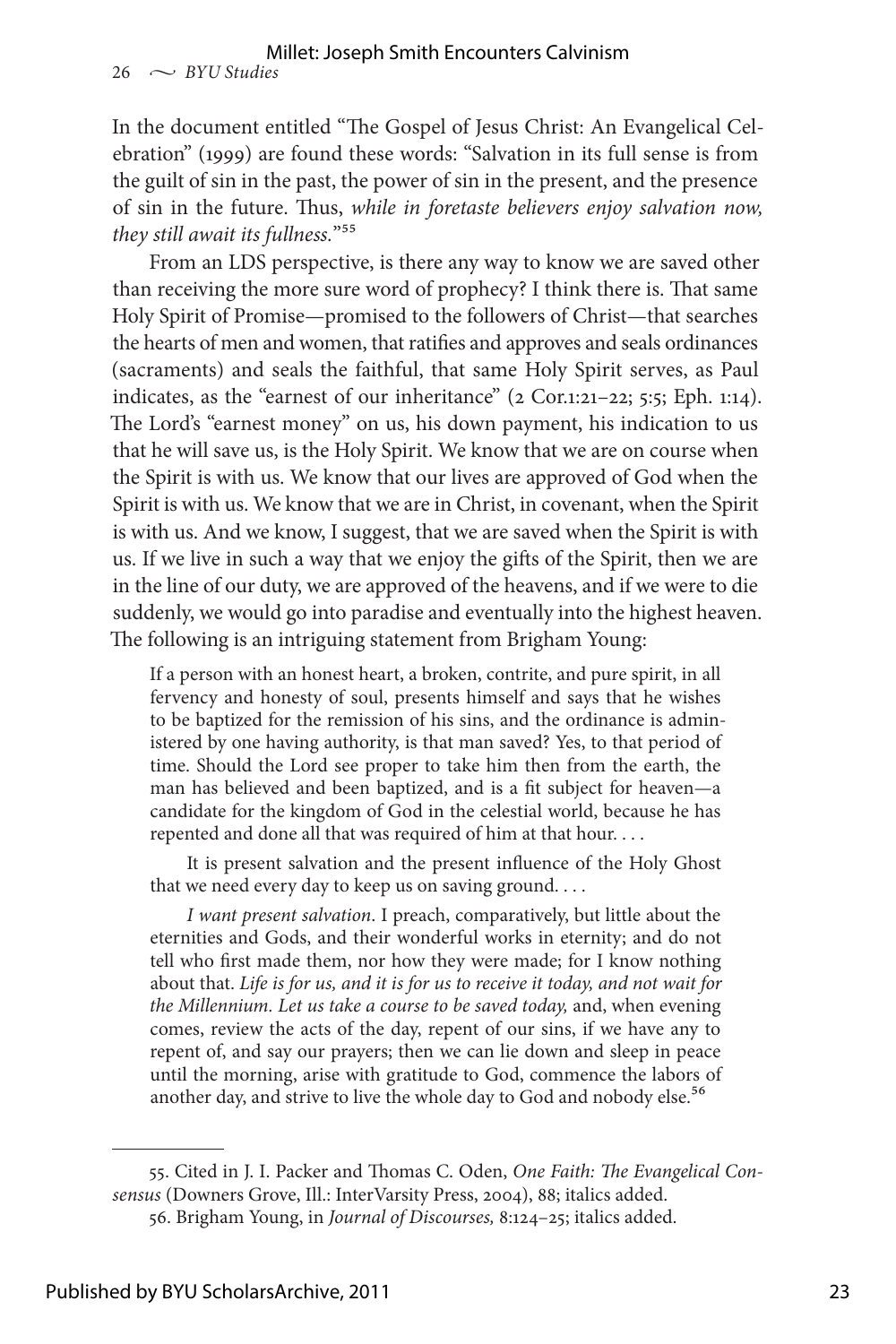In the document entitled "The Gospel of Jesus Christ: An Evangelical Celebration" (1999) are found these words: "Salvation in its full sense is from the guilt of sin in the past, the power of sin in the present, and the presence of sin in the future. Thus, *while in foretaste believers enjoy salvation now, they still await its fullness.*"[55]

From an LDS perspective, is there any way to know we are saved other than receiving the more sure word of prophecy? I think there is. That same Holy Spirit of Promise—promised to the followers of Christ—that searches the hearts of men and women, that ratifies and approves and seals ordinances (sacraments) and seals the faithful, that same Holy Spirit serves, as Paul indicates, as the "earnest of our inheritance" (2 Cor.1:21–22; 5:5; Eph. 1:14). The Lord's "earnest money" on us, his down payment, his indication to us that he will save us, is the Holy Spirit. We know that we are on course when the Spirit is with us. We know that our lives are approved of God when the Spirit is with us. We know that we are in Christ, in covenant, when the Spirit is with us. And we know, I suggest, that we are saved when the Spirit is with us. If we live in such a way that we enjoy the gifts of the Spirit, then we are in the line of our duty, we are approved of the heavens, and if we were to die suddenly, we would go into paradise and eventually into the highest heaven. The following is an intriguing statement from Brigham Young:

> If a person with an honest heart, a broken, contrite, and pure spirit, in all fervency and honesty of soul, presents himself and says that he wishes to be baptized for the remission of his sins, and the ordinance is administered by one having authority, is that man saved? Yes, to that period of time. Should the Lord see proper to take him then from the earth, the man has believed and been baptized, and is a fit subject for heaven—a candidate for the kingdom of God in the celestial world, because he has repented and done all that was required of him at that hour. . . .
>
> It is present salvation and the present influence of the Holy Ghost that we need every day to keep us on saving ground. . . .
>
> *I want present salvation*. I preach, comparatively, but little about the eternities and Gods, and their wonderful works in eternity; and do not tell who first made them, nor how they were made; for I know nothing about that. *Life is for us, and it is for us to receive it today, and not wait for the Millennium. Let us take a course to be saved today,* and, when evening comes, review the acts of the day, repent of our sins, if we have any to repent of, and say our prayers; then we can lie down and sleep in peace until the morning, arise with gratitude to God, commence the labors of another day, and strive to live the whole day to God and nobody else.[56]

---

55. Cited in J. I. Packer and Thomas C. Oden, *One Faith: The Evangelical Consensus* (Downers Grove, Ill.: InterVarsity Press, 2004), 88; italics added.

56. Brigham Young, in *Journal of Discourses,* 8:124–25; italics added.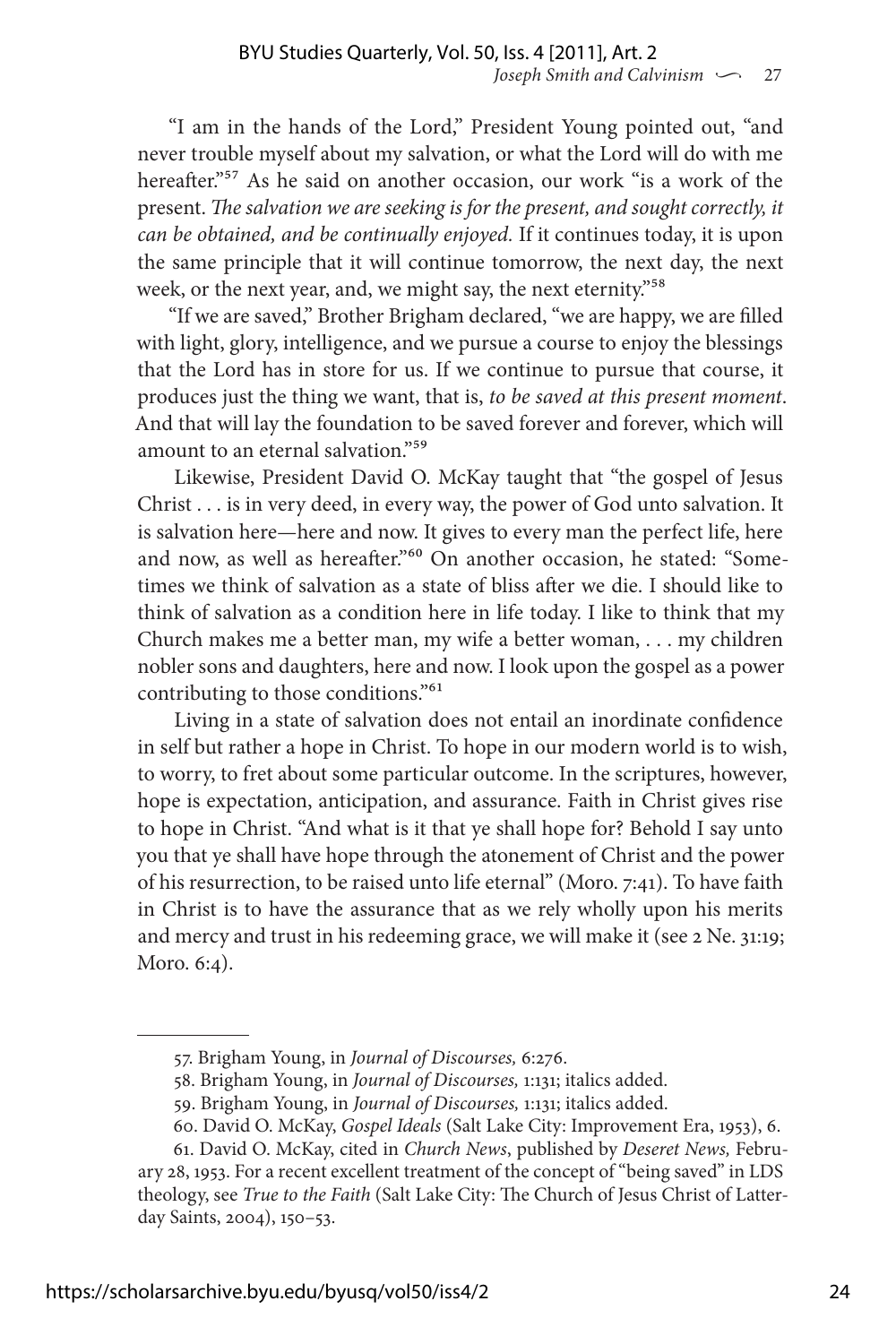"I am in the hands of the Lord," President Young pointed out, "and never trouble myself about my salvation, or what the Lord will do with me hereafter."[57] As he said on another occasion, our work "is a work of the present. *The salvation we are seeking is for the present, and sought correctly, it can be obtained, and be continually enjoyed.* If it continues today, it is upon the same principle that it will continue tomorrow, the next day, the next week, or the next year, and, we might say, the next eternity."[58]

"If we are saved," Brother Brigham declared, "we are happy, we are filled with light, glory, intelligence, and we pursue a course to enjoy the blessings that the Lord has in store for us. If we continue to pursue that course, it produces just the thing we want, that is, *to be saved at this present moment*. And that will lay the foundation to be saved forever and forever, which will amount to an eternal salvation."[59]

Likewise, President David O. McKay taught that "the gospel of Jesus Christ . . . is in very deed, in every way, the power of God unto salvation. It is salvation here—here and now. It gives to every man the perfect life, here and now, as well as hereafter."[60] On another occasion, he stated: "Sometimes we think of salvation as a state of bliss after we die. I should like to think of salvation as a condition here in life today. I like to think that my Church makes me a better man, my wife a better woman, . . . my children nobler sons and daughters, here and now. I look upon the gospel as a power contributing to those conditions."[61]

Living in a state of salvation does not entail an inordinate confidence in self but rather a hope in Christ. To hope in our modern world is to wish, to worry, to fret about some particular outcome. In the scriptures, however, hope is expectation, anticipation, and assurance. Faith in Christ gives rise to hope in Christ. "And what is it that ye shall hope for? Behold I say unto you that ye shall have hope through the atonement of Christ and the power of his resurrection, to be raised unto life eternal" (Moro. 7:41). To have faith in Christ is to have the assurance that as we rely wholly upon his merits and mercy and trust in his redeeming grace, we will make it (see 2 Ne. 31:19; Moro. 6:4).

---

57. Brigham Young, in *Journal of Discourses,* 6:276.

58. Brigham Young, in *Journal of Discourses,* 1:131; italics added.

59. Brigham Young, in *Journal of Discourses,* 1:131; italics added.

60. David O. McKay, *Gospel Ideals* (Salt Lake City: Improvement Era, 1953), 6.

61. David O. McKay, cited in *Church News*, published by *Deseret News,* February 28, 1953. For a recent excellent treatment of the concept of "being saved" in LDS theology, see *True to the Faith* (Salt Lake City: The Church of Jesus Christ of Latter-day Saints, 2004), 150–53.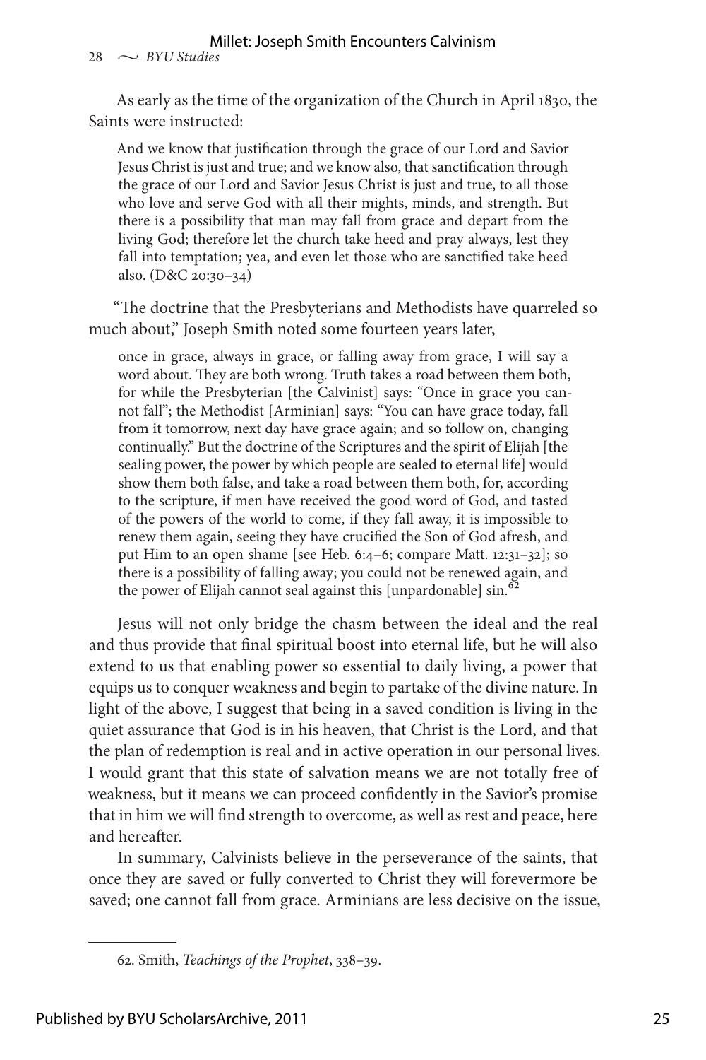As early as the time of the organization of the Church in April 1830, the Saints were instructed:

> And we know that justification through the grace of our Lord and Savior Jesus Christ is just and true; and we know also, that sanctification through the grace of our Lord and Savior Jesus Christ is just and true, to all those who love and serve God with all their mights, minds, and strength. But there is a possibility that man may fall from grace and depart from the living God; therefore let the church take heed and pray always, lest they fall into temptation; yea, and even let those who are sanctified take heed also. (D&C 20:30–34)

"The doctrine that the Presbyterians and Methodists have quarreled so much about," Joseph Smith noted some fourteen years later,

> once in grace, always in grace, or falling away from grace, I will say a word about. They are both wrong. Truth takes a road between them both, for while the Presbyterian [the Calvinist] says: "Once in grace you cannot fall"; the Methodist [Arminian] says: "You can have grace today, fall from it tomorrow, next day have grace again; and so follow on, changing continually." But the doctrine of the Scriptures and the spirit of Elijah [the sealing power, the power by which people are sealed to eternal life] would show them both false, and take a road between them both, for, according to the scripture, if men have received the good word of God, and tasted of the powers of the world to come, if they fall away, it is impossible to renew them again, seeing they have crucified the Son of God afresh, and put Him to an open shame [see Heb. 6:4–6; compare Matt. 12:31–32]; so there is a possibility of falling away; you could not be renewed again, and the power of Elijah cannot seal against this [unpardonable] sin.[62]

Jesus will not only bridge the chasm between the ideal and the real and thus provide that final spiritual boost into eternal life, but he will also extend to us that enabling power so essential to daily living, a power that equips us to conquer weakness and begin to partake of the divine nature. In light of the above, I suggest that being in a saved condition is living in the quiet assurance that God is in his heaven, that Christ is the Lord, and that the plan of redemption is real and in active operation in our personal lives. I would grant that this state of salvation means we are not totally free of weakness, but it means we can proceed confidently in the Savior's promise that in him we will find strength to overcome, as well as rest and peace, here and hereafter.

In summary, Calvinists believe in the perseverance of the saints, that once they are saved or fully converted to Christ they will forevermore be saved; one cannot fall from grace. Arminians are less decisive on the issue,

---

62. Smith, *Teachings of the Prophet*, 338–39.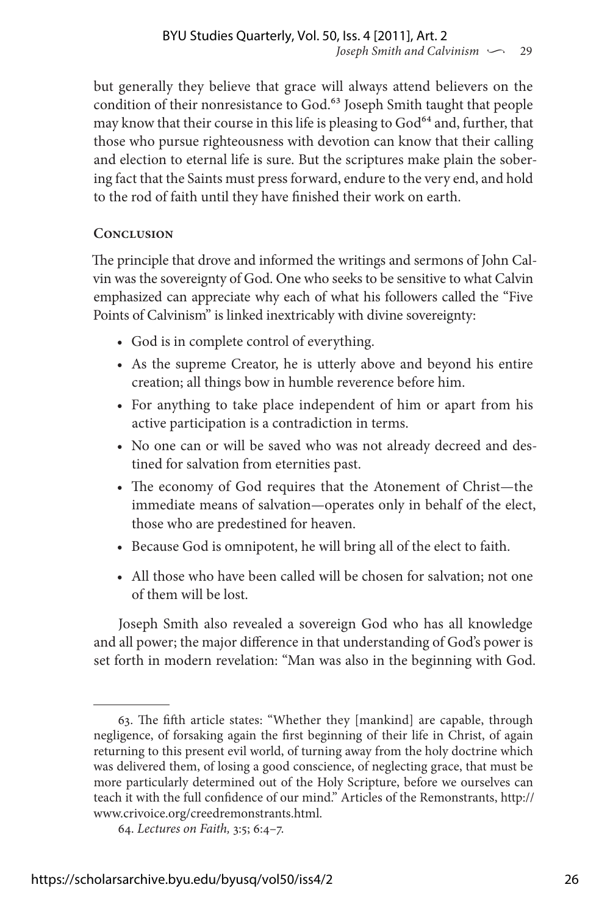but generally they believe that grace will always attend believers on the condition of their nonresistance to God.[63] Joseph Smith taught that people may know that their course in this life is pleasing to God[64] and, further, that those who pursue righteousness with devotion can know that their calling and election to eternal life is sure. But the scriptures make plain the sobering fact that the Saints must press forward, endure to the very end, and hold to the rod of faith until they have finished their work on earth.

## Conclusion

The principle that drove and informed the writings and sermons of John Calvin was the sovereignty of God. One who seeks to be sensitive to what Calvin emphasized can appreciate why each of what his followers called the "Five Points of Calvinism" is linked inextricably with divine sovereignty:

- God is in complete control of everything.
- As the supreme Creator, he is utterly above and beyond his entire creation; all things bow in humble reverence before him.
- For anything to take place independent of him or apart from his active participation is a contradiction in terms.
- No one can or will be saved who was not already decreed and destined for salvation from eternities past.
- The economy of God requires that the Atonement of Christ—the immediate means of salvation—operates only in behalf of the elect, those who are predestined for heaven.
- Because God is omnipotent, he will bring all of the elect to faith.
- All those who have been called will be chosen for salvation; not one of them will be lost.

Joseph Smith also revealed a sovereign God who has all knowledge and all power; the major difference in that understanding of God's power is set forth in modern revelation: "Man was also in the beginning with God.

---

63. The fifth article states: "Whether they [mankind] are capable, through negligence, of forsaking again the first beginning of their life in Christ, of again returning to this present evil world, of turning away from the holy doctrine which was delivered them, of losing a good conscience, of neglecting grace, that must be more particularly determined out of the Holy Scripture, before we ourselves can teach it with the full confidence of our mind." Articles of the Remonstrants, http://www.crivoice.org/creedremonstrants.html.

64. *Lectures on Faith,* 3:5; 6:4–7.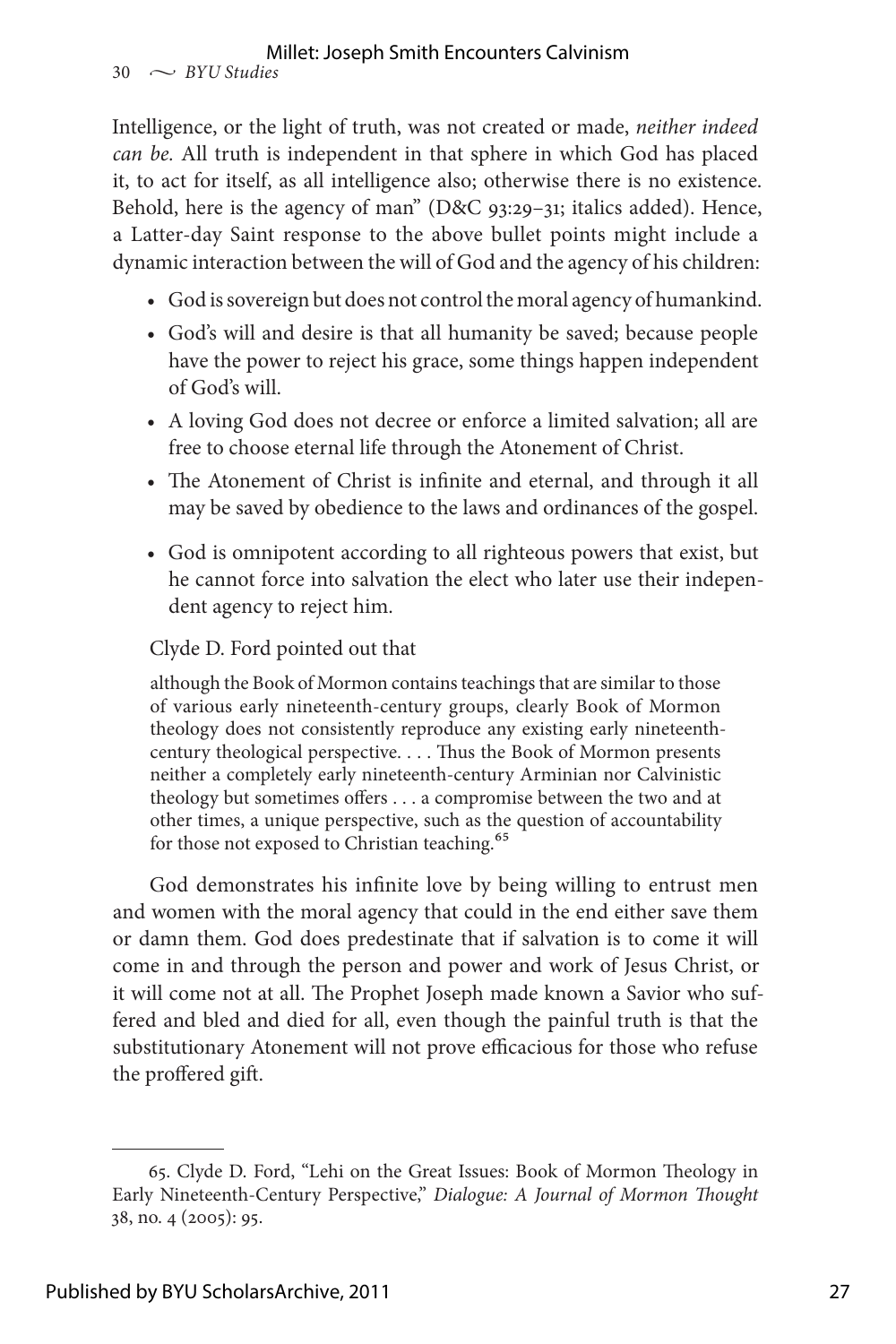Intelligence, or the light of truth, was not created or made, *neither indeed can be.* All truth is independent in that sphere in which God has placed it, to act for itself, as all intelligence also; otherwise there is no existence. Behold, here is the agency of man" (D&C 93:29–31; italics added). Hence, a Latter-day Saint response to the above bullet points might include a dynamic interaction between the will of God and the agency of his children:

- God is sovereign but does not control the moral agency of humankind.
- God's will and desire is that all humanity be saved; because people have the power to reject his grace, some things happen independent of God's will.
- A loving God does not decree or enforce a limited salvation; all are free to choose eternal life through the Atonement of Christ.
- The Atonement of Christ is infinite and eternal, and through it all may be saved by obedience to the laws and ordinances of the gospel.
- God is omnipotent according to all righteous powers that exist, but he cannot force into salvation the elect who later use their independent agency to reject him.

Clyde D. Ford pointed out that

> although the Book of Mormon contains teachings that are similar to those of various early nineteenth-century groups, clearly Book of Mormon theology does not consistently reproduce any existing early nineteenth-century theological perspective. . . . Thus the Book of Mormon presents neither a completely early nineteenth-century Arminian nor Calvinistic theology but sometimes offers . . . a compromise between the two and at other times, a unique perspective, such as the question of accountability for those not exposed to Christian teaching.[65]

God demonstrates his infinite love by being willing to entrust men and women with the moral agency that could in the end either save them or damn them. God does predestinate that if salvation is to come it will come in and through the person and power and work of Jesus Christ, or it will come not at all. The Prophet Joseph made known a Savior who suffered and bled and died for all, even though the painful truth is that the substitutionary Atonement will not prove efficacious for those who refuse the proffered gift.

---

65. Clyde D. Ford, "Lehi on the Great Issues: Book of Mormon Theology in Early Nineteenth-Century Perspective," *Dialogue: A Journal of Mormon Thought* 38, no. 4 (2005): 95.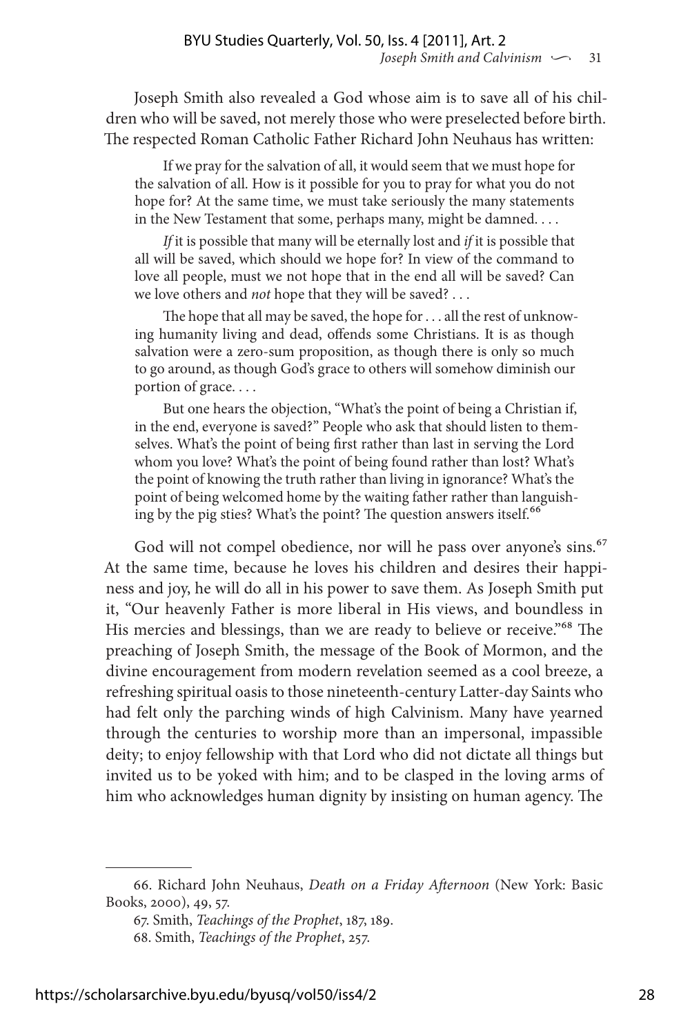Joseph Smith also revealed a God whose aim is to save all of his children who will be saved, not merely those who were preselected before birth. The respected Roman Catholic Father Richard John Neuhaus has written:

> If we pray for the salvation of all, it would seem that we must hope for the salvation of all. How is it possible for you to pray for what you do not hope for? At the same time, we must take seriously the many statements in the New Testament that some, perhaps many, might be damned. . . .
>
> *If* it is possible that many will be eternally lost and *if* it is possible that all will be saved, which should we hope for? In view of the command to love all people, must we not hope that in the end all will be saved? Can we love others and *not* hope that they will be saved? . . .
>
> The hope that all may be saved, the hope for . . . all the rest of unknowing humanity living and dead, offends some Christians. It is as though salvation were a zero-sum proposition, as though there is only so much to go around, as though God's grace to others will somehow diminish our portion of grace. . . .
>
> But one hears the objection, "What's the point of being a Christian if, in the end, everyone is saved?" People who ask that should listen to themselves. What's the point of being first rather than last in serving the Lord whom you love? What's the point of being found rather than lost? What's the point of knowing the truth rather than living in ignorance? What's the point of being welcomed home by the waiting father rather than languishing by the pig sties? What's the point? The question answers itself.[66]

God will not compel obedience, nor will he pass over anyone's sins.[67] At the same time, because he loves his children and desires their happiness and joy, he will do all in his power to save them. As Joseph Smith put it, "Our heavenly Father is more liberal in His views, and boundless in His mercies and blessings, than we are ready to believe or receive."[68] The preaching of Joseph Smith, the message of the Book of Mormon, and the divine encouragement from modern revelation seemed as a cool breeze, a refreshing spiritual oasis to those nineteenth-century Latter-day Saints who had felt only the parching winds of high Calvinism. Many have yearned through the centuries to worship more than an impersonal, impassible deity; to enjoy fellowship with that Lord who did not dictate all things but invited us to be yoked with him; and to be clasped in the loving arms of him who acknowledges human dignity by insisting on human agency. The

---

66. Richard John Neuhaus, *Death on a Friday Afternoon* (New York: Basic Books, 2000), 49, 57.

67. Smith, *Teachings of the Prophet*, 187, 189.

68. Smith, *Teachings of the Prophet*, 257.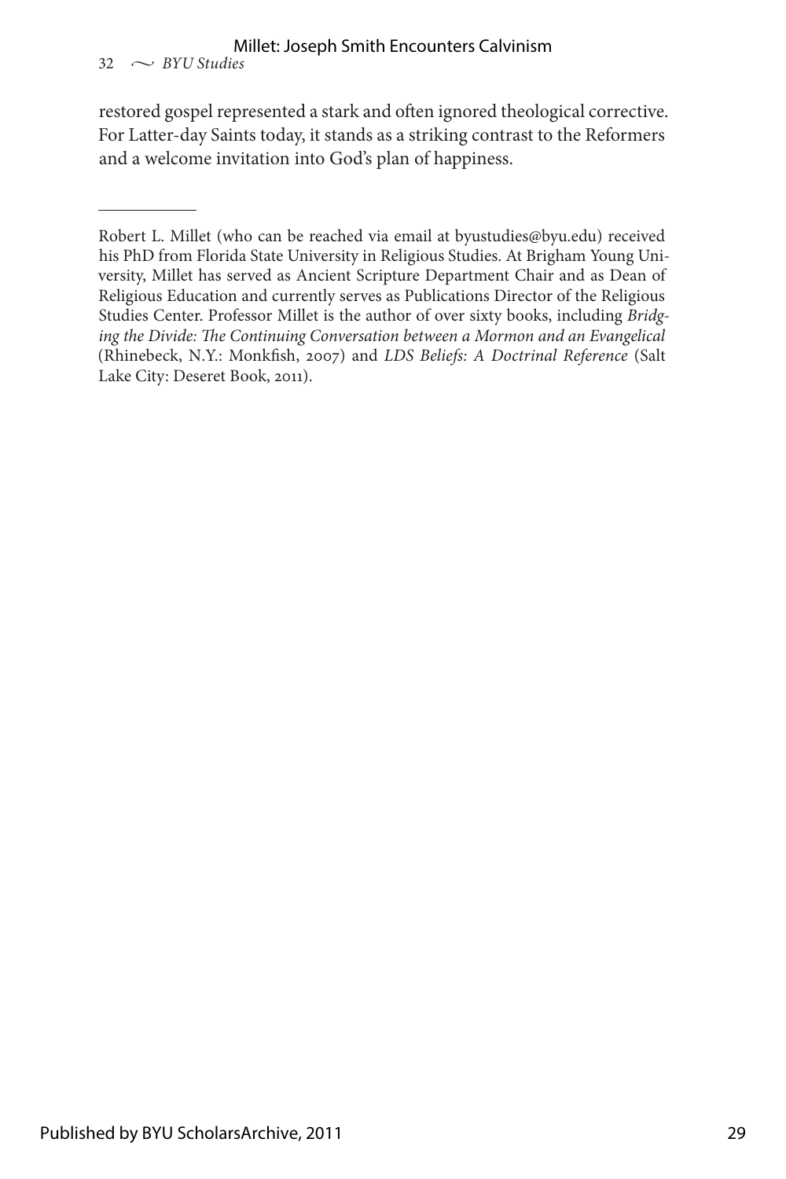restored gospel represented a stark and often ignored theological corrective. For Latter-day Saints today, it stands as a striking contrast to the Reformers and a welcome invitation into God's plan of happiness.

---

Robert L. Millet (who can be reached via email at byustudies@byu.edu) received his PhD from Florida State University in Religious Studies. At Brigham Young University, Millet has served as Ancient Scripture Department Chair and as Dean of Religious Education and currently serves as Publications Director of the Religious Studies Center. Professor Millet is the author of over sixty books, including *Bridging the Divide: The Continuing Conversation between a Mormon and an Evangelical* (Rhinebeck, N.Y.: Monkfish, 2007) and *LDS Beliefs: A Doctrinal Reference* (Salt Lake City: Deseret Book, 2011).